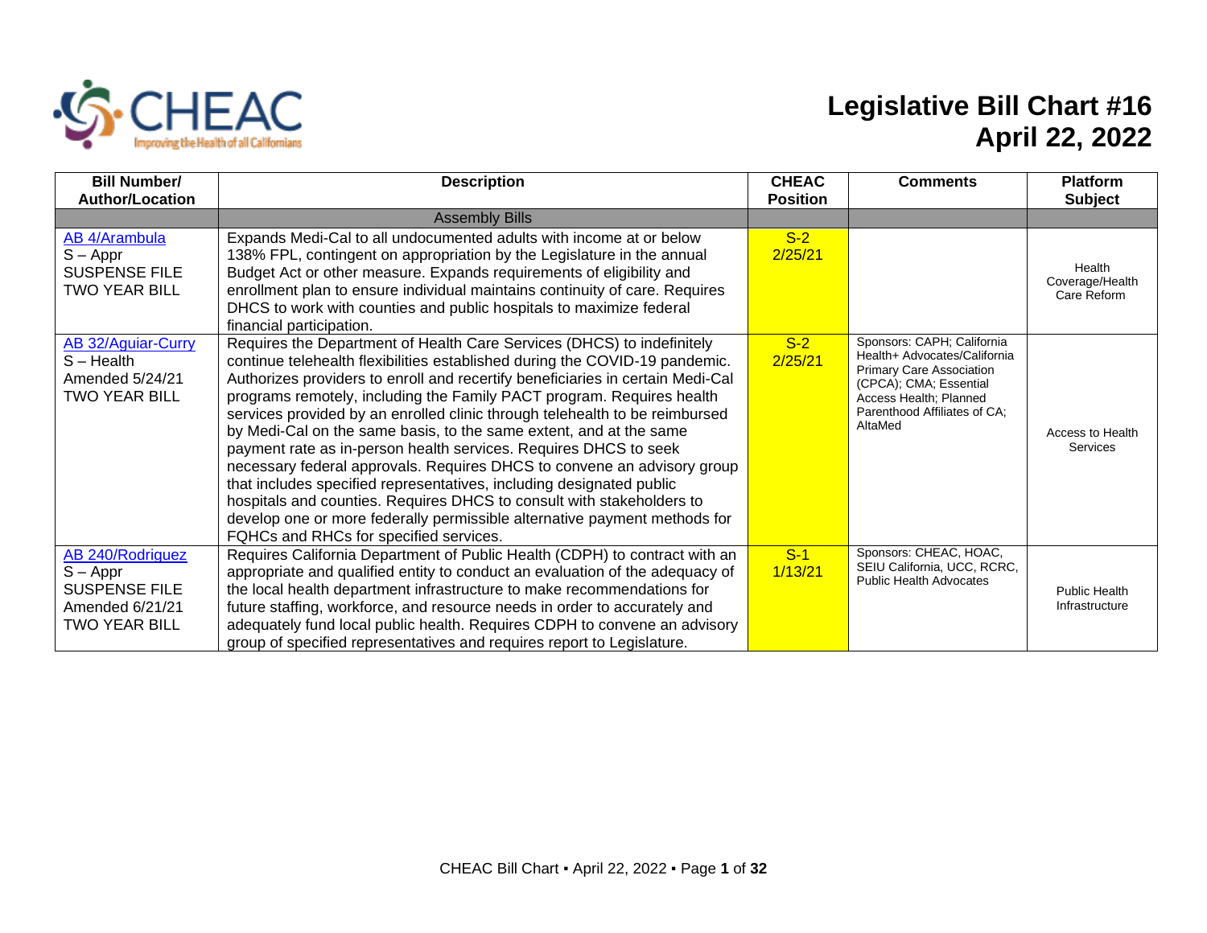CHEAC

Improving the Health of all Californians

# Legislative Bill Chart #16
# April 22, 2022

| Bill Number/ Author/Location | Description | CHEAC Position | Comments | Platform Subject |
|---|---|---|---|---|
| | Assembly Bills | | | |
| AB 4/Arambula<br>S – Appr<br>SUSPENSE FILE<br>TWO YEAR BILL | Expands Medi-Cal to all undocumented adults with income at or below 138% FPL, contingent on appropriation by the Legislature in the annual Budget Act or other measure. Expands requirements of eligibility and enrollment plan to ensure individual maintains continuity of care. Requires DHCS to work with counties and public hospitals to maximize federal financial participation. | S-2<br>2/25/21 | | Health Coverage/Health Care Reform |
| AB 32/Aguiar-Curry<br>S – Health<br>Amended 5/24/21<br>TWO YEAR BILL | Requires the Department of Health Care Services (DHCS) to indefinitely continue telehealth flexibilities established during the COVID-19 pandemic. Authorizes providers to enroll and recertify beneficiaries in certain Medi-Cal programs remotely, including the Family PACT program. Requires health services provided by an enrolled clinic through telehealth to be reimbursed by Medi-Cal on the same basis, to the same extent, and at the same payment rate as in-person health services. Requires DHCS to seek necessary federal approvals. Requires DHCS to convene an advisory group that includes specified representatives, including designated public hospitals and counties. Requires DHCS to consult with stakeholders to develop one or more federally permissible alternative payment methods for FQHCs and RHCs for specified services. | S-2<br>2/25/21 | Sponsors: CAPH; California Health+ Advocates/California Primary Care Association (CPCA); CMA; Essential Access Health; Planned Parenthood Affiliates of CA; AltaMed | Access to Health Services |
| AB 240/Rodriguez<br>S – Appr<br>SUSPENSE FILE<br>Amended 6/21/21<br>TWO YEAR BILL | Requires California Department of Public Health (CDPH) to contract with an appropriate and qualified entity to conduct an evaluation of the adequacy of the local health department infrastructure to make recommendations for future staffing, workforce, and resource needs in order to accurately and adequately fund local public health. Requires CDPH to convene an advisory group of specified representatives and requires report to Legislature. | S-1<br>1/13/21 | Sponsors: CHEAC, HOAC, SEIU California, UCC, RCRC, Public Health Advocates | Public Health Infrastructure |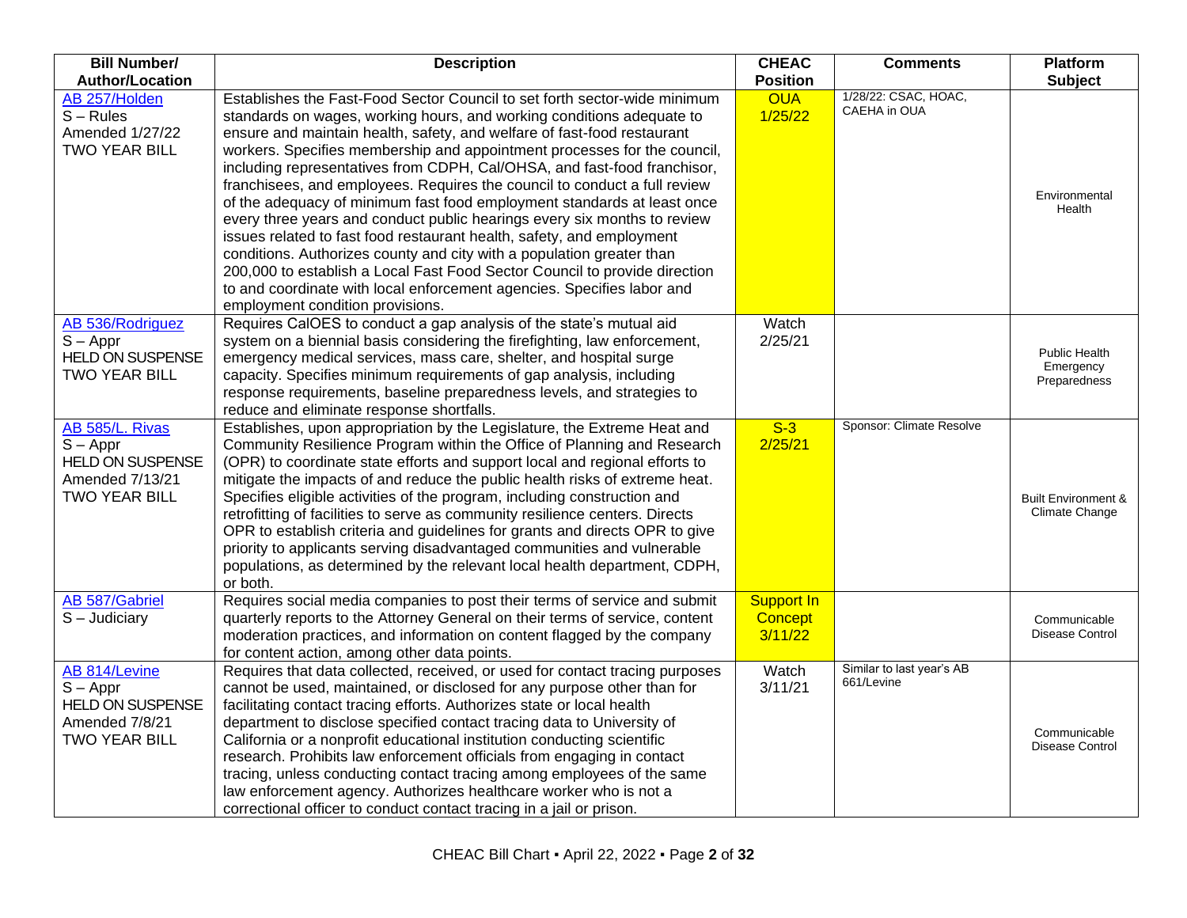| Bill Number/ Author/Location | Description | CHEAC Position | Comments | Platform Subject |
|---|---|---|---|---|
| AB 257/Holden<br>S – Rules<br>Amended 1/27/22<br>TWO YEAR BILL | Establishes the Fast-Food Sector Council to set forth sector-wide minimum standards on wages, working hours, and working conditions adequate to ensure and maintain health, safety, and welfare of fast-food restaurant workers. Specifies membership and appointment processes for the council, including representatives from CDPH, Cal/OHSA, and fast-food franchisor, franchisees, and employees. Requires the council to conduct a full review of the adequacy of minimum fast food employment standards at least once every three years and conduct public hearings every six months to review issues related to fast food restaurant health, safety, and employment conditions. Authorizes county and city with a population greater than 200,000 to establish a Local Fast Food Sector Council to provide direction to and coordinate with local enforcement agencies. Specifies labor and employment condition provisions. | OUA<br>1/25/22 | 1/28/22: CSAC, HOAC, CAEHA in OUA | Environmental Health |
| AB 536/Rodriguez<br>S – Appr<br>HELD ON SUSPENSE<br>TWO YEAR BILL | Requires CalOES to conduct a gap analysis of the state's mutual aid system on a biennial basis considering the firefighting, law enforcement, emergency medical services, mass care, shelter, and hospital surge capacity. Specifies minimum requirements of gap analysis, including response requirements, baseline preparedness levels, and strategies to reduce and eliminate response shortfalls. | Watch<br>2/25/21 | | Public Health Emergency Preparedness |
| AB 585/L. Rivas<br>S – Appr<br>HELD ON SUSPENSE<br>Amended 7/13/21<br>TWO YEAR BILL | Establishes, upon appropriation by the Legislature, the Extreme Heat and Community Resilience Program within the Office of Planning and Research (OPR) to coordinate state efforts and support local and regional efforts to mitigate the impacts of and reduce the public health risks of extreme heat. Specifies eligible activities of the program, including construction and retrofitting of facilities to serve as community resilience centers. Directs OPR to establish criteria and guidelines for grants and directs OPR to give priority to applicants serving disadvantaged communities and vulnerable populations, as determined by the relevant local health department, CDPH, or both. | S-3<br>2/25/21 | Sponsor: Climate Resolve | Built Environment & Climate Change |
| AB 587/Gabriel<br>S – Judiciary | Requires social media companies to post their terms of service and submit quarterly reports to the Attorney General on their terms of service, content moderation practices, and information on content flagged by the company for content action, among other data points. | Support In Concept<br>3/11/22 | | Communicable Disease Control |
| AB 814/Levine<br>S – Appr<br>HELD ON SUSPENSE<br>Amended 7/8/21<br>TWO YEAR BILL | Requires that data collected, received, or used for contact tracing purposes cannot be used, maintained, or disclosed for any purpose other than for facilitating contact tracing efforts. Authorizes state or local health department to disclose specified contact tracing data to University of California or a nonprofit educational institution conducting scientific research. Prohibits law enforcement officials from engaging in contact tracing, unless conducting contact tracing among employees of the same law enforcement agency. Authorizes healthcare worker who is not a correctional officer to conduct contact tracing in a jail or prison. | Watch<br>3/11/21 | Similar to last year's AB 661/Levine | Communicable Disease Control |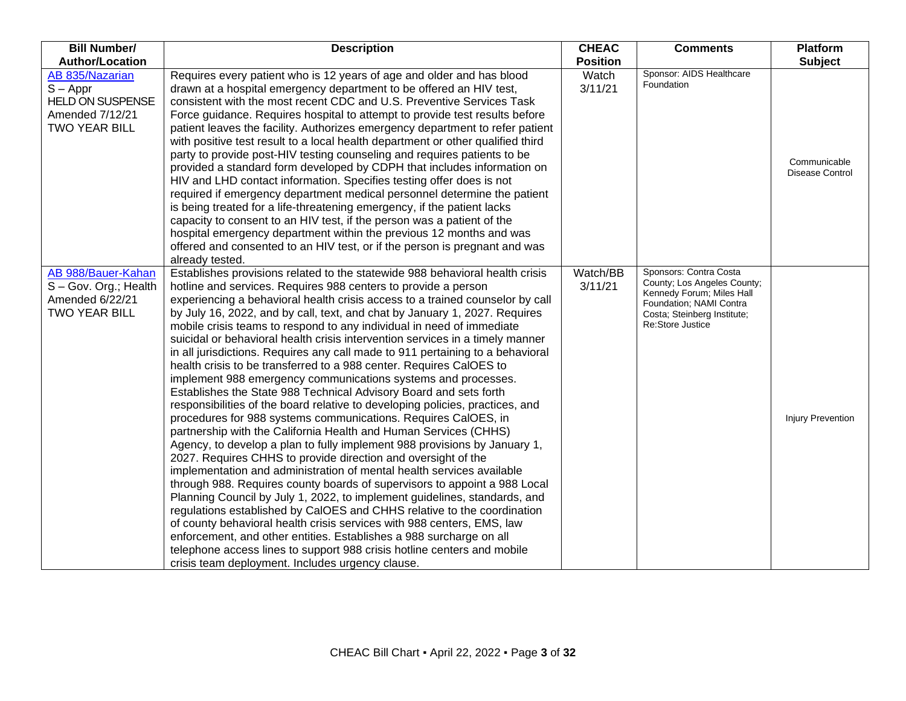| Bill Number/ Author/Location | Description | CHEAC Position | Comments | Platform Subject |
|---|---|---|---|---|
| AB 835/Nazarian<br>S – Appr<br>HELD ON SUSPENSE<br>Amended 7/12/21<br>TWO YEAR BILL | Requires every patient who is 12 years of age and older and has blood drawn at a hospital emergency department to be offered an HIV test, consistent with the most recent CDC and U.S. Preventive Services Task Force guidance. Requires hospital to attempt to provide test results before patient leaves the facility. Authorizes emergency department to refer patient with positive test result to a local health department or other qualified third party to provide post-HIV testing counseling and requires patients to be provided a standard form developed by CDPH that includes information on HIV and LHD contact information. Specifies testing offer does is not required if emergency department medical personnel determine the patient is being treated for a life-threatening emergency, if the patient lacks capacity to consent to an HIV test, if the person was a patient of the hospital emergency department within the previous 12 months and was offered and consented to an HIV test, or if the person is pregnant and was already tested. | Watch<br>3/11/21 | Sponsor: AIDS Healthcare Foundation | Communicable Disease Control |
| AB 988/Bauer-Kahan<br>S – Gov. Org.; Health<br>Amended 6/22/21<br>TWO YEAR BILL | Establishes provisions related to the statewide 988 behavioral health crisis hotline and services. Requires 988 centers to provide a person experiencing a behavioral health crisis access to a trained counselor by call by July 16, 2022, and by call, text, and chat by January 1, 2027. Requires mobile crisis teams to respond to any individual in need of immediate suicidal or behavioral health crisis intervention services in a timely manner in all jurisdictions. Requires any call made to 911 pertaining to a behavioral health crisis to be transferred to a 988 center. Requires CalOES to implement 988 emergency communications systems and processes. Establishes the State 988 Technical Advisory Board and sets forth responsibilities of the board relative to developing policies, practices, and procedures for 988 systems communications. Requires CalOES, in partnership with the California Health and Human Services (CHHS) Agency, to develop a plan to fully implement 988 provisions by January 1, 2027. Requires CHHS to provide direction and oversight of the implementation and administration of mental health services available through 988. Requires county boards of supervisors to appoint a 988 Local Planning Council by July 1, 2022, to implement guidelines, standards, and regulations established by CalOES and CHHS relative to the coordination of county behavioral health crisis services with 988 centers, EMS, law enforcement, and other entities. Establishes a 988 surcharge on all telephone access lines to support 988 crisis hotline centers and mobile crisis team deployment. Includes urgency clause. | Watch/BB<br>3/11/21 | Sponsors: Contra Costa County; Los Angeles County; Kennedy Forum; Miles Hall Foundation; NAMI Contra Costa; Steinberg Institute; Re:Store Justice | Injury Prevention |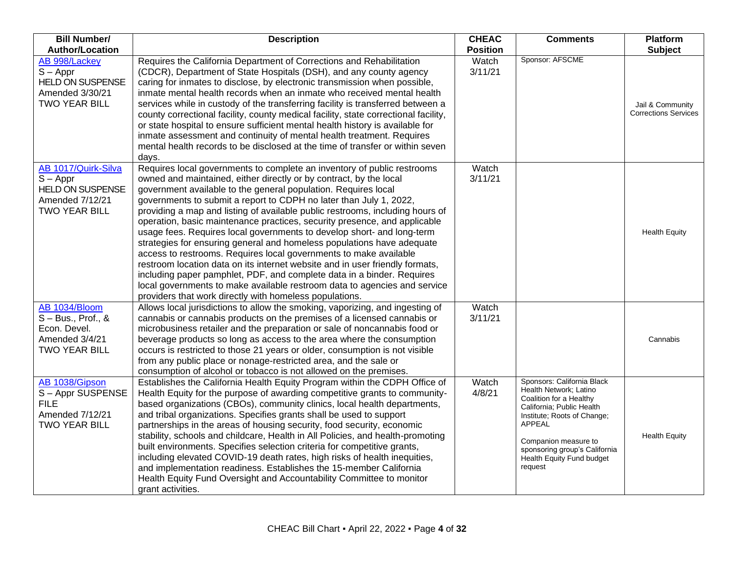| Bill Number/ Author/Location | Description | CHEAC Position | Comments | Platform Subject |
|---|---|---|---|---|
| AB 998/Lackey<br>S – Appr<br>HELD ON SUSPENSE<br>Amended 3/30/21<br>TWO YEAR BILL | Requires the California Department of Corrections and Rehabilitation (CDCR), Department of State Hospitals (DSH), and any county agency caring for inmates to disclose, by electronic transmission when possible, inmate mental health records when an inmate who received mental health services while in custody of the transferring facility is transferred between a county correctional facility, county medical facility, state correctional facility, or state hospital to ensure sufficient mental health history is available for inmate assessment and continuity of mental health treatment. Requires mental health records to be disclosed at the time of transfer or within seven days. | Watch 3/11/21 | Sponsor: AFSCME | Jail & Community Corrections Services |
| AB 1017/Quirk-Silva<br>S – Appr<br>HELD ON SUSPENSE<br>Amended 7/12/21<br>TWO YEAR BILL | Requires local governments to complete an inventory of public restrooms owned and maintained, either directly or by contract, by the local government available to the general population. Requires local governments to submit a report to CDPH no later than July 1, 2022, providing a map and listing of available public restrooms, including hours of operation, basic maintenance practices, security presence, and applicable usage fees. Requires local governments to develop short- and long-term strategies for ensuring general and homeless populations have adequate access to restrooms. Requires local governments to make available restroom location data on its internet website and in user friendly formats, including paper pamphlet, PDF, and complete data in a binder. Requires local governments to make available restroom data to agencies and service providers that work directly with homeless populations. | Watch 3/11/21 | | Health Equity |
| AB 1034/Bloom<br>S – Bus., Prof., & Econ. Devel.<br>Amended 3/4/21<br>TWO YEAR BILL | Allows local jurisdictions to allow the smoking, vaporizing, and ingesting of cannabis or cannabis products on the premises of a licensed cannabis or microbusiness retailer and the preparation or sale of noncannabis food or beverage products so long as access to the area where the consumption occurs is restricted to those 21 years or older, consumption is not visible from any public place or nonage-restricted area, and the sale or consumption of alcohol or tobacco is not allowed on the premises. | Watch 3/11/21 | | Cannabis |
| AB 1038/Gipson<br>S – Appr SUSPENSE FILE<br>Amended 7/12/21<br>TWO YEAR BILL | Establishes the California Health Equity Program within the CDPH Office of Health Equity for the purpose of awarding competitive grants to community-based organizations (CBOs), community clinics, local health departments, and tribal organizations. Specifies grants shall be used to support partnerships in the areas of housing security, food security, economic stability, schools and childcare, Health in All Policies, and health-promoting built environments. Specifies selection criteria for competitive grants, including elevated COVID-19 death rates, high risks of health inequities, and implementation readiness. Establishes the 15-member California Health Equity Fund Oversight and Accountability Committee to monitor grant activities. | Watch 4/8/21 | Sponsors: California Black Health Network; Latino Coalition for a Healthy California; Public Health Institute; Roots of Change; APPEAL<br><br>Companion measure to sponsoring group's California Health Equity Fund budget request | Health Equity |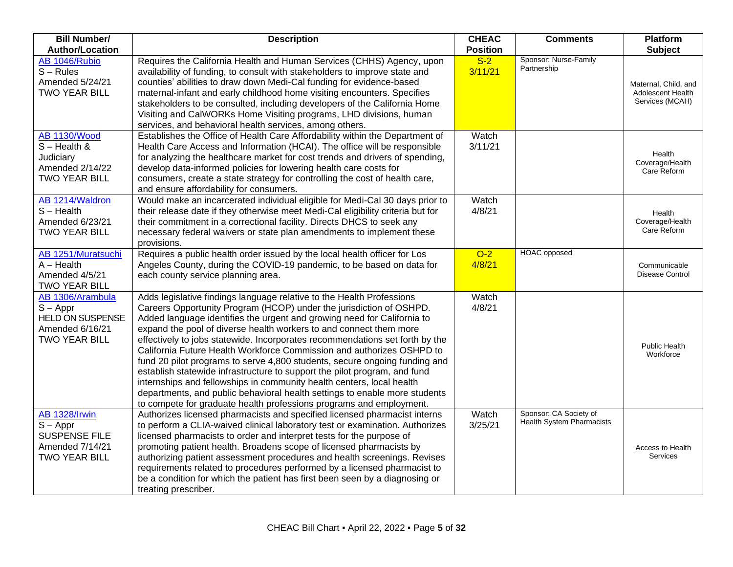| Bill Number/ Author/Location | Description | CHEAC Position | Comments | Platform Subject |
|---|---|---|---|---|
| AB 1046/Rubio<br>S – Rules<br>Amended 5/24/21<br>TWO YEAR BILL | Requires the California Health and Human Services (CHHS) Agency, upon availability of funding, to consult with stakeholders to improve state and counties' abilities to draw down Medi-Cal funding for evidence-based maternal-infant and early childhood home visiting encounters. Specifies stakeholders to be consulted, including developers of the California Home Visiting and CalWORKs Home Visiting programs, LHD divisions, human services, and behavioral health services, among others. | S-2<br>3/11/21 | Sponsor: Nurse-Family Partnership | Maternal, Child, and Adolescent Health Services (MCAH) |
| AB 1130/Wood<br>S – Health & Judiciary<br>Amended 2/14/22<br>TWO YEAR BILL | Establishes the Office of Health Care Affordability within the Department of Health Care Access and Information (HCAI). The office will be responsible for analyzing the healthcare market for cost trends and drivers of spending, develop data-informed policies for lowering health care costs for consumers, create a state strategy for controlling the cost of health care, and ensure affordability for consumers. | Watch<br>3/11/21 | | Health Coverage/Health Care Reform |
| AB 1214/Waldron<br>S – Health<br>Amended 6/23/21<br>TWO YEAR BILL | Would make an incarcerated individual eligible for Medi-Cal 30 days prior to their release date if they otherwise meet Medi-Cal eligibility criteria but for their commitment in a correctional facility. Directs DHCS to seek any necessary federal waivers or state plan amendments to implement these provisions. | Watch<br>4/8/21 | | Health Coverage/Health Care Reform |
| AB 1251/Muratsuchi<br>A – Health<br>Amended 4/5/21<br>TWO YEAR BILL | Requires a public health order issued by the local health officer for Los Angeles County, during the COVID-19 pandemic, to be based on data for each county service planning area. | O-2<br>4/8/21 | HOAC opposed | Communicable Disease Control |
| AB 1306/Arambula<br>S – Appr<br>HELD ON SUSPENSE<br>Amended 6/16/21<br>TWO YEAR BILL | Adds legislative findings language relative to the Health Professions Careers Opportunity Program (HCOP) under the jurisdiction of OSHPD. Added language identifies the urgent and growing need for California to expand the pool of diverse health workers to and connect them more effectively to jobs statewide. Incorporates recommendations set forth by the California Future Health Workforce Commission and authorizes OSHPD to fund 20 pilot programs to serve 4,800 students, secure ongoing funding and establish statewide infrastructure to support the pilot program, and fund internships and fellowships in community health centers, local health departments, and public behavioral health settings to enable more students to compete for graduate health professions programs and employment. | Watch<br>4/8/21 | | Public Health Workforce |
| AB 1328/Irwin<br>S – Appr<br>SUSPENSE FILE<br>Amended 7/14/21<br>TWO YEAR BILL | Authorizes licensed pharmacists and specified licensed pharmacist interns to perform a CLIA-waived clinical laboratory test or examination. Authorizes licensed pharmacists to order and interpret tests for the purpose of promoting patient health. Broadens scope of licensed pharmacists by authorizing patient assessment procedures and health screenings. Revises requirements related to procedures performed by a licensed pharmacist to be a condition for which the patient has first been seen by a diagnosing or treating prescriber. | Watch<br>3/25/21 | Sponsor: CA Society of Health System Pharmacists | Access to Health Services |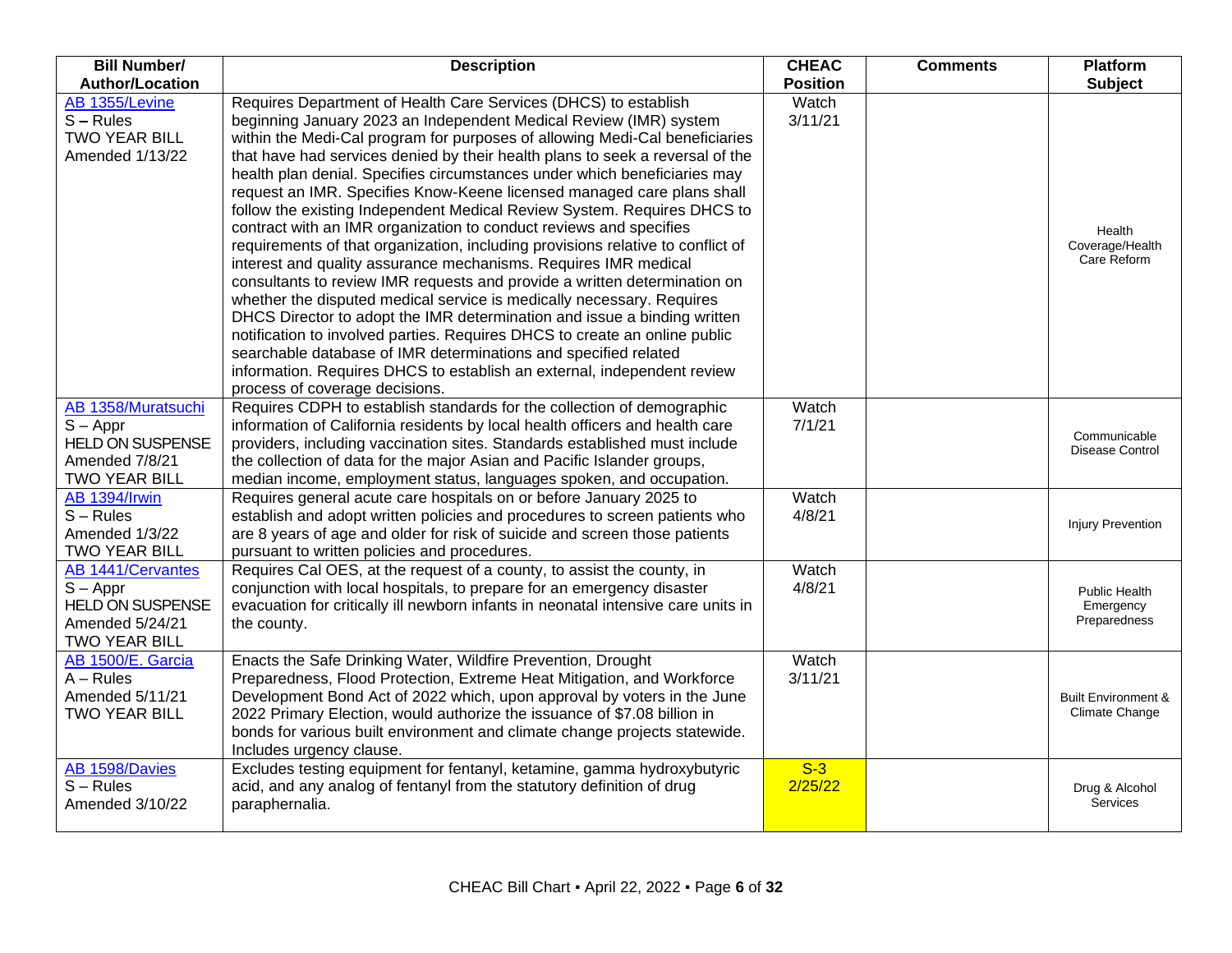| Bill Number/ Author/Location | Description | CHEAC Position | Comments | Platform Subject |
|---|---|---|---|---|
| AB 1355/Levine<br>S – Rules<br>TWO YEAR BILL<br>Amended 1/13/22 | Requires Department of Health Care Services (DHCS) to establish beginning January 2023 an Independent Medical Review (IMR) system within the Medi-Cal program for purposes of allowing Medi-Cal beneficiaries that have had services denied by their health plans to seek a reversal of the health plan denial. Specifies circumstances under which beneficiaries may request an IMR. Specifies Know-Keene licensed managed care plans shall follow the existing Independent Medical Review System. Requires DHCS to contract with an IMR organization to conduct reviews and specifies requirements of that organization, including provisions relative to conflict of interest and quality assurance mechanisms. Requires IMR medical consultants to review IMR requests and provide a written determination on whether the disputed medical service is medically necessary. Requires DHCS Director to adopt the IMR determination and issue a binding written notification to involved parties. Requires DHCS to create an online public searchable database of IMR determinations and specified related information. Requires DHCS to establish an external, independent review process of coverage decisions. | Watch<br>3/11/21 | | Health Coverage/Health Care Reform |
| AB 1358/Muratsuchi<br>S – Appr<br>HELD ON SUSPENSE<br>Amended 7/8/21<br>TWO YEAR BILL | Requires CDPH to establish standards for the collection of demographic information of California residents by local health officers and health care providers, including vaccination sites. Standards established must include the collection of data for the major Asian and Pacific Islander groups, median income, employment status, languages spoken, and occupation. | Watch<br>7/1/21 | | Communicable Disease Control |
| AB 1394/Irwin<br>S – Rules<br>Amended 1/3/22<br>TWO YEAR BILL | Requires general acute care hospitals on or before January 2025 to establish and adopt written policies and procedures to screen patients who are 8 years of age and older for risk of suicide and screen those patients pursuant to written policies and procedures. | Watch<br>4/8/21 | | Injury Prevention |
| AB 1441/Cervantes<br>S – Appr<br>HELD ON SUSPENSE<br>Amended 5/24/21<br>TWO YEAR BILL | Requires Cal OES, at the request of a county, to assist the county, in conjunction with local hospitals, to prepare for an emergency disaster evacuation for critically ill newborn infants in neonatal intensive care units in the county. | Watch<br>4/8/21 | | Public Health Emergency Preparedness |
| AB 1500/E. Garcia<br>A – Rules<br>Amended 5/11/21<br>TWO YEAR BILL | Enacts the Safe Drinking Water, Wildfire Prevention, Drought Preparedness, Flood Protection, Extreme Heat Mitigation, and Workforce Development Bond Act of 2022 which, upon approval by voters in the June 2022 Primary Election, would authorize the issuance of $7.08 billion in bonds for various built environment and climate change projects statewide. Includes urgency clause. | Watch<br>3/11/21 | | Built Environment & Climate Change |
| AB 1598/Davies<br>S – Rules<br>Amended 3/10/22 | Excludes testing equipment for fentanyl, ketamine, gamma hydroxybutyric acid, and any analog of fentanyl from the statutory definition of drug paraphernalia. | S-3<br>2/25/22 | | Drug & Alcohol Services |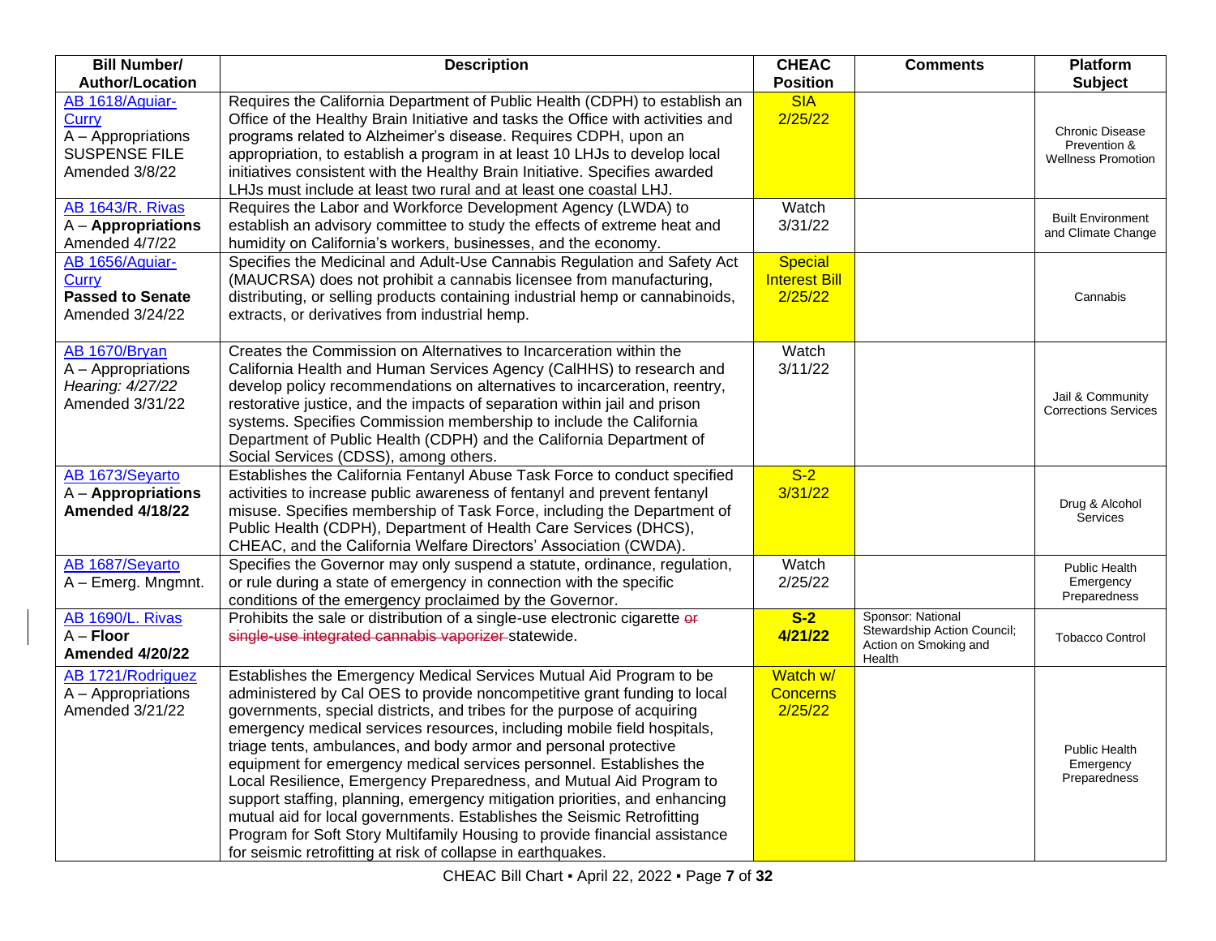| Bill Number/ Author/Location | Description | CHEAC Position | Comments | Platform Subject |
|---|---|---|---|---|
| AB 1618/Aguiar-Curry<br>A – Appropriations<br>SUSPENSE FILE<br>Amended 3/8/22 | Requires the California Department of Public Health (CDPH) to establish an Office of the Healthy Brain Initiative and tasks the Office with activities and programs related to Alzheimer's disease. Requires CDPH, upon an appropriation, to establish a program in at least 10 LHJs to develop local initiatives consistent with the Healthy Brain Initiative. Specifies awarded LHJs must include at least two rural and at least one coastal LHJ. | SIA<br>2/25/22 | | Chronic Disease Prevention & Wellness Promotion |
| AB 1643/R. Rivas<br>A – **Appropriations**<br>Amended 4/7/22 | Requires the Labor and Workforce Development Agency (LWDA) to establish an advisory committee to study the effects of extreme heat and humidity on California's workers, businesses, and the economy. | Watch<br>3/31/22 | | Built Environment and Climate Change |
| AB 1656/Aguiar-Curry<br>**Passed to Senate**<br>Amended 3/24/22 | Specifies the Medicinal and Adult-Use Cannabis Regulation and Safety Act (MAUCRSA) does not prohibit a cannabis licensee from manufacturing, distributing, or selling products containing industrial hemp or cannabinoids, extracts, or derivatives from industrial hemp. | Special Interest Bill<br>2/25/22 | | Cannabis |
| AB 1670/Bryan<br>A – Appropriations<br>*Hearing: 4/27/22*<br>Amended 3/31/22 | Creates the Commission on Alternatives to Incarceration within the California Health and Human Services Agency (CalHHS) to research and develop policy recommendations on alternatives to incarceration, reentry, restorative justice, and the impacts of separation within jail and prison systems. Specifies Commission membership to include the California Department of Public Health (CDPH) and the California Department of Social Services (CDSS), among others. | Watch<br>3/11/22 | | Jail & Community Corrections Services |
| AB 1673/Seyarto<br>A – **Appropriations**<br>**Amended 4/18/22** | Establishes the California Fentanyl Abuse Task Force to conduct specified activities to increase public awareness of fentanyl and prevent fentanyl misuse. Specifies membership of Task Force, including the Department of Public Health (CDPH), Department of Health Care Services (DHCS), CHEAC, and the California Welfare Directors' Association (CWDA). | S-2<br>3/31/22 | | Drug & Alcohol Services |
| AB 1687/Seyarto<br>A – Emerg. Mngmnt. | Specifies the Governor may only suspend a statute, ordinance, regulation, or rule during a state of emergency in connection with the specific conditions of the emergency proclaimed by the Governor. | Watch<br>2/25/22 | | Public Health Emergency Preparedness |
| AB 1690/L. Rivas<br>A – **Floor**<br>**Amended 4/20/22** | Prohibits the sale or distribution of a single-use electronic cigarette ~~or single-use integrated cannabis vaporizer~~ statewide. | **S-2**<br>**4/21/22** | Sponsor: National Stewardship Action Council; Action on Smoking and Health | Tobacco Control |
| AB 1721/Rodriguez<br>A – Appropriations<br>Amended 3/21/22 | Establishes the Emergency Medical Services Mutual Aid Program to be administered by Cal OES to provide noncompetitive grant funding to local governments, special districts, and tribes for the purpose of acquiring emergency medical services resources, including mobile field hospitals, triage tents, ambulances, and body armor and personal protective equipment for emergency medical services personnel. Establishes the Local Resilience, Emergency Preparedness, and Mutual Aid Program to support staffing, planning, emergency mitigation priorities, and enhancing mutual aid for local governments. Establishes the Seismic Retrofitting Program for Soft Story Multifamily Housing to provide financial assistance for seismic retrofitting at risk of collapse in earthquakes. | Watch w/ Concerns<br>2/25/22 | | Public Health Emergency Preparedness |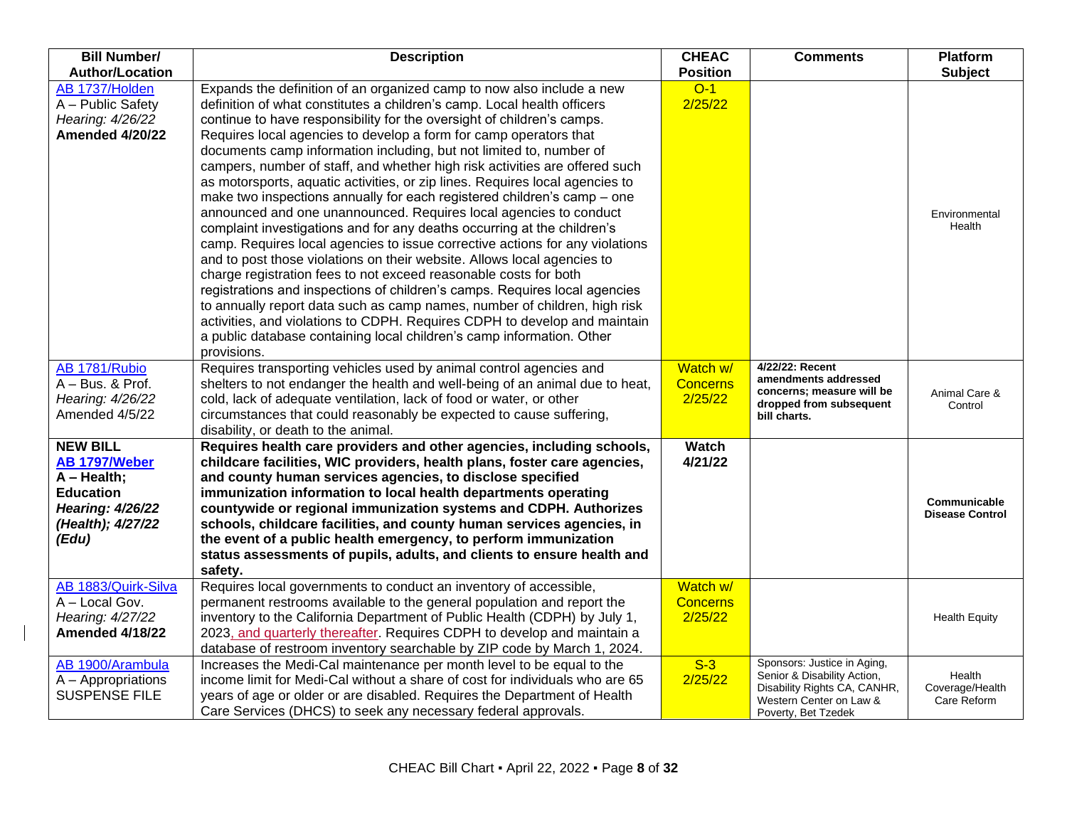| Bill Number/ Author/Location | Description | CHEAC Position | Comments | Platform Subject |
|---|---|---|---|---|
| AB 1737/Holden<br>A – Public Safety<br>*Hearing: 4/26/22*<br>**Amended 4/20/22** | Expands the definition of an organized camp to now also include a new definition of what constitutes a children's camp. Local health officers continue to have responsibility for the oversight of children's camps. Requires local agencies to develop a form for camp operators that documents camp information including, but not limited to, number of campers, number of staff, and whether high risk activities are offered such as motorsports, aquatic activities, or zip lines. Requires local agencies to make two inspections annually for each registered children's camp – one announced and one unannounced. Requires local agencies to conduct complaint investigations and for any deaths occurring at the children's camp. Requires local agencies to issue corrective actions for any violations and to post those violations on their website. Allows local agencies to charge registration fees to not exceed reasonable costs for both registrations and inspections of children's camps. Requires local agencies to annually report data such as camp names, number of children, high risk activities, and violations to CDPH. Requires CDPH to develop and maintain a public database containing local children's camp information. Other provisions. | O-1<br>2/25/22 | | Environmental Health |
| AB 1781/Rubio<br>A – Bus. & Prof.<br>*Hearing: 4/26/22*<br>Amended 4/5/22 | Requires transporting vehicles used by animal control agencies and shelters to not endanger the health and well-being of an animal due to heat, cold, lack of adequate ventilation, lack of food or water, or other circumstances that could reasonably be expected to cause suffering, disability, or death to the animal. | Watch w/ Concerns<br>2/25/22 | **4/22/22: Recent amendments addressed concerns; measure will be dropped from subsequent bill charts.** | Animal Care & Control |
| **NEW BILL**<br>**AB 1797/Weber**<br>**A – Health; Education**<br>***Hearing: 4/26/22 (Health); 4/27/22 (Edu)*** | **Requires health care providers and other agencies, including schools, childcare facilities, WIC providers, health plans, foster care agencies, and county human services agencies, to disclose specified immunization information to local health departments operating countywide or regional immunization systems and CDPH. Authorizes schools, childcare facilities, and county human services agencies, in the event of a public health emergency, to perform immunization status assessments of pupils, adults, and clients to ensure health and safety.** | **Watch**<br>**4/21/22** | | **Communicable Disease Control** |
| AB 1883/Quirk-Silva<br>A – Local Gov.<br>*Hearing: 4/27/22*<br>**Amended 4/18/22** | Requires local governments to conduct an inventory of accessible, permanent restrooms available to the general population and report the inventory to the California Department of Public Health (CDPH) by July 1, 2023, and quarterly thereafter. Requires CDPH to develop and maintain a database of restroom inventory searchable by ZIP code by March 1, 2024. | Watch w/ Concerns<br>2/25/22 | | Health Equity |
| AB 1900/Arambula<br>A – Appropriations<br>SUSPENSE FILE | Increases the Medi-Cal maintenance per month level to be equal to the income limit for Medi-Cal without a share of cost for individuals who are 65 years of age or older or are disabled. Requires the Department of Health Care Services (DHCS) to seek any necessary federal approvals. | S-3<br>2/25/22 | Sponsors: Justice in Aging, Senior & Disability Action, Disability Rights CA, CANHR, Western Center on Law & Poverty, Bet Tzedek | Health Coverage/Health Care Reform |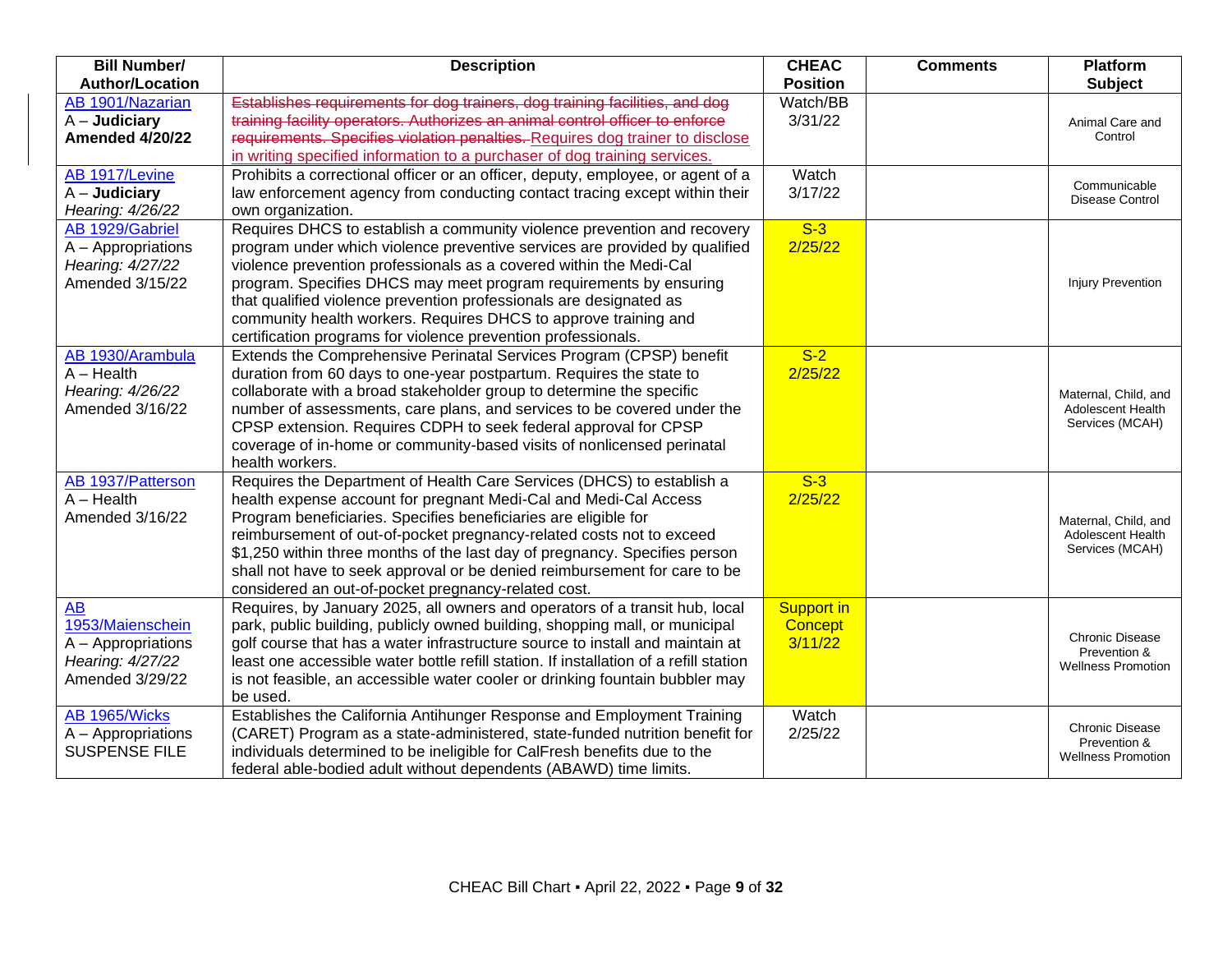| Bill Number/ Author/Location | Description | CHEAC Position | Comments | Platform Subject |
|---|---|---|---|---|
| AB 1901/Nazarian<br>A – **Judiciary**<br>**Amended 4/20/22** | ~~Establishes requirements for dog trainers, dog training facilities, and dog training facility operators. Authorizes an animal control officer to enforce requirements. Specifies violation penalties.~~ Requires dog trainer to disclose in writing specified information to a purchaser of dog training services. | Watch/BB 3/31/22 | | Animal Care and Control |
| AB 1917/Levine<br>A – **Judiciary**<br>*Hearing: 4/26/22* | Prohibits a correctional officer or an officer, deputy, employee, or agent of a law enforcement agency from conducting contact tracing except within their own organization. | Watch 3/17/22 | | Communicable Disease Control |
| AB 1929/Gabriel<br>A – Appropriations<br>*Hearing: 4/27/22*<br>Amended 3/15/22 | Requires DHCS to establish a community violence prevention and recovery program under which violence preventive services are provided by qualified violence prevention professionals as a covered within the Medi-Cal program. Specifies DHCS may meet program requirements by ensuring that qualified violence prevention professionals are designated as community health workers. Requires DHCS to approve training and certification programs for violence prevention professionals. | S-3 2/25/22 | | Injury Prevention |
| AB 1930/Arambula<br>A – Health<br>*Hearing: 4/26/22*<br>Amended 3/16/22 | Extends the Comprehensive Perinatal Services Program (CPSP) benefit duration from 60 days to one-year postpartum. Requires the state to collaborate with a broad stakeholder group to determine the specific number of assessments, care plans, and services to be covered under the CPSP extension. Requires CDPH to seek federal approval for CPSP coverage of in-home or community-based visits of nonlicensed perinatal health workers. | S-2 2/25/22 | | Maternal, Child, and Adolescent Health Services (MCAH) |
| AB 1937/Patterson<br>A – Health<br>Amended 3/16/22 | Requires the Department of Health Care Services (DHCS) to establish a health expense account for pregnant Medi-Cal and Medi-Cal Access Program beneficiaries. Specifies beneficiaries are eligible for reimbursement of out-of-pocket pregnancy-related costs not to exceed $1,250 within three months of the last day of pregnancy. Specifies person shall not have to seek approval or be denied reimbursement for care to be considered an out-of-pocket pregnancy-related cost. | S-3 2/25/22 | | Maternal, Child, and Adolescent Health Services (MCAH) |
| AB 1953/Maienschein<br>A – Appropriations<br>*Hearing: 4/27/22*<br>Amended 3/29/22 | Requires, by January 2025, all owners and operators of a transit hub, local park, public building, publicly owned building, shopping mall, or municipal golf course that has a water infrastructure source to install and maintain at least one accessible water bottle refill station. If installation of a refill station is not feasible, an accessible water cooler or drinking fountain bubbler may be used. | Support in Concept 3/11/22 | | Chronic Disease Prevention & Wellness Promotion |
| AB 1965/Wicks<br>A – Appropriations<br>SUSPENSE FILE | Establishes the California Antihunger Response and Employment Training (CARET) Program as a state-administered, state-funded nutrition benefit for individuals determined to be ineligible for CalFresh benefits due to the federal able-bodied adult without dependents (ABAWD) time limits. | Watch 2/25/22 | | Chronic Disease Prevention & Wellness Promotion |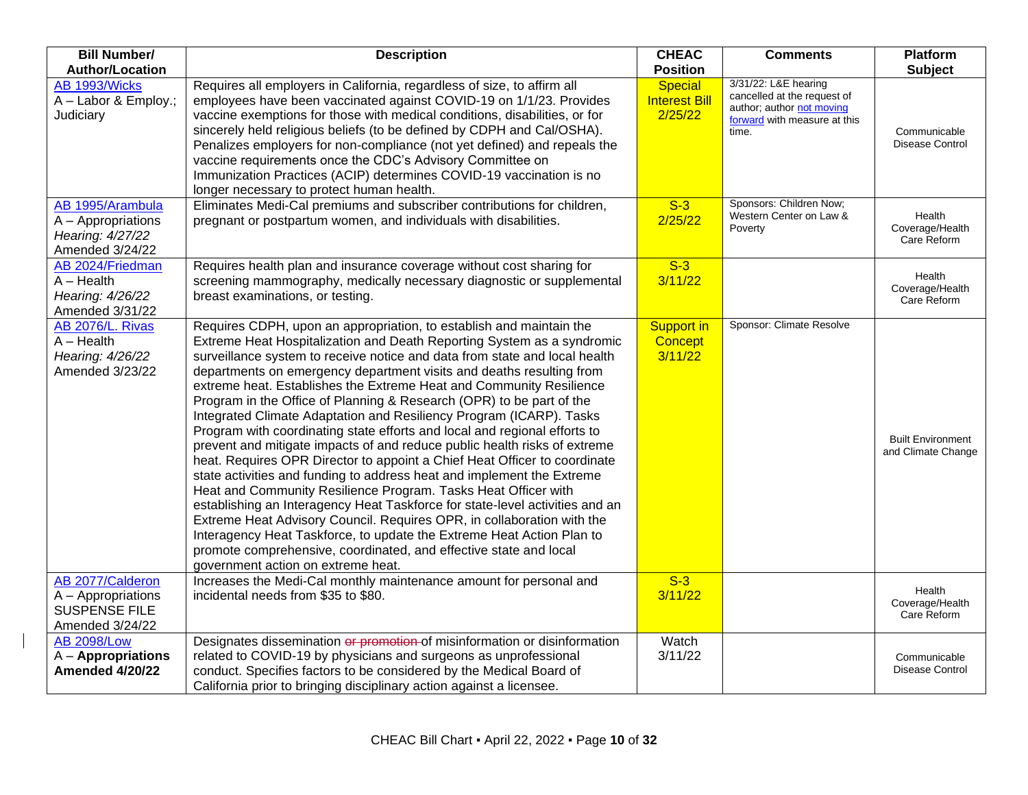| Bill Number/ Author/Location | Description | CHEAC Position | Comments | Platform Subject |
|---|---|---|---|---|
| AB 1993/Wicks<br>A – Labor & Employ.; Judiciary | Requires all employers in California, regardless of size, to affirm all employees have been vaccinated against COVID-19 on 1/1/23. Provides vaccine exemptions for those with medical conditions, disabilities, or for sincerely held religious beliefs (to be defined by CDPH and Cal/OSHA). Penalizes employers for non-compliance (not yet defined) and repeals the vaccine requirements once the CDC's Advisory Committee on Immunization Practices (ACIP) determines COVID-19 vaccination is no longer necessary to protect human health. | Special Interest Bill 2/25/22 | 3/31/22: L&E hearing cancelled at the request of author; author not moving forward with measure at this time. | Communicable Disease Control |
| AB 1995/Arambula<br>A – Appropriations<br>*Hearing: 4/27/22*<br>Amended 3/24/22 | Eliminates Medi-Cal premiums and subscriber contributions for children, pregnant or postpartum women, and individuals with disabilities. | S-3 2/25/22 | Sponsors: Children Now; Western Center on Law & Poverty | Health Coverage/Health Care Reform |
| AB 2024/Friedman<br>A – Health<br>*Hearing: 4/26/22*<br>Amended 3/31/22 | Requires health plan and insurance coverage without cost sharing for screening mammography, medically necessary diagnostic or supplemental breast examinations, or testing. | S-3 3/11/22 | | Health Coverage/Health Care Reform |
| AB 2076/L. Rivas<br>A – Health<br>*Hearing: 4/26/22*<br>Amended 3/23/22 | Requires CDPH, upon an appropriation, to establish and maintain the Extreme Heat Hospitalization and Death Reporting System as a syndromic surveillance system to receive notice and data from state and local health departments on emergency department visits and deaths resulting from extreme heat. Establishes the Extreme Heat and Community Resilience Program in the Office of Planning & Research (OPR) to be part of the Integrated Climate Adaptation and Resiliency Program (ICARP). Tasks Program with coordinating state efforts and local and regional efforts to prevent and mitigate impacts of and reduce public health risks of extreme heat. Requires OPR Director to appoint a Chief Heat Officer to coordinate state activities and funding to address heat and implement the Extreme Heat and Community Resilience Program. Tasks Heat Officer with establishing an Interagency Heat Taskforce for state-level activities and an Extreme Heat Advisory Council. Requires OPR, in collaboration with the Interagency Heat Taskforce, to update the Extreme Heat Action Plan to promote comprehensive, coordinated, and effective state and local government action on extreme heat. | Support in Concept 3/11/22 | Sponsor: Climate Resolve | Built Environment and Climate Change |
| AB 2077/Calderon<br>A – Appropriations<br>SUSPENSE FILE<br>Amended 3/24/22 | Increases the Medi-Cal monthly maintenance amount for personal and incidental needs from $35 to $80. | S-3 3/11/22 | | Health Coverage/Health Care Reform |
| AB 2098/Low<br>A – **Appropriations**<br>**Amended 4/20/22** | Designates dissemination ~~or promotion~~ of misinformation or disinformation related to COVID-19 by physicians and surgeons as unprofessional conduct. Specifies factors to be considered by the Medical Board of California prior to bringing disciplinary action against a licensee. | Watch 3/11/22 | | Communicable Disease Control |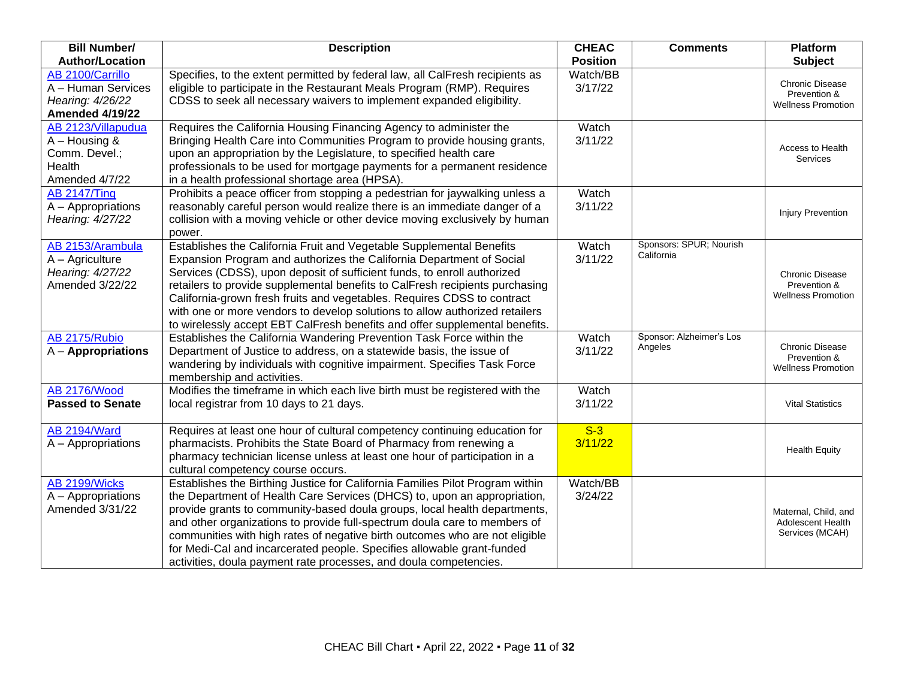| Bill Number/ Author/Location | Description | CHEAC Position | Comments | Platform Subject |
|---|---|---|---|---|
| AB 2100/Carrillo<br>A – Human Services<br>*Hearing: 4/26/22*<br>**Amended 4/19/22** | Specifies, to the extent permitted by federal law, all CalFresh recipients as eligible to participate in the Restaurant Meals Program (RMP). Requires CDSS to seek all necessary waivers to implement expanded eligibility. | Watch/BB 3/17/22 | | Chronic Disease Prevention & Wellness Promotion |
| AB 2123/Villapudua<br>A – Housing & Comm. Devel.; Health<br>Amended 4/7/22 | Requires the California Housing Financing Agency to administer the Bringing Health Care into Communities Program to provide housing grants, upon an appropriation by the Legislature, to specified health care professionals to be used for mortgage payments for a permanent residence in a health professional shortage area (HPSA). | Watch 3/11/22 | | Access to Health Services |
| AB 2147/Ting<br>A – Appropriations<br>*Hearing: 4/27/22* | Prohibits a peace officer from stopping a pedestrian for jaywalking unless a reasonably careful person would realize there is an immediate danger of a collision with a moving vehicle or other device moving exclusively by human power. | Watch 3/11/22 | | Injury Prevention |
| AB 2153/Arambula<br>A – Agriculture<br>*Hearing: 4/27/22*<br>Amended 3/22/22 | Establishes the California Fruit and Vegetable Supplemental Benefits Expansion Program and authorizes the California Department of Social Services (CDSS), upon deposit of sufficient funds, to enroll authorized retailers to provide supplemental benefits to CalFresh recipients purchasing California-grown fresh fruits and vegetables. Requires CDSS to contract with one or more vendors to develop solutions to allow authorized retailers to wirelessly accept EBT CalFresh benefits and offer supplemental benefits. | Watch 3/11/22 | Sponsors: SPUR; Nourish California | Chronic Disease Prevention & Wellness Promotion |
| AB 2175/Rubio<br>A – **Appropriations** | Establishes the California Wandering Prevention Task Force within the Department of Justice to address, on a statewide basis, the issue of wandering by individuals with cognitive impairment. Specifies Task Force membership and activities. | Watch 3/11/22 | Sponsor: Alzheimer's Los Angeles | Chronic Disease Prevention & Wellness Promotion |
| AB 2176/Wood<br>**Passed to Senate** | Modifies the timeframe in which each live birth must be registered with the local registrar from 10 days to 21 days. | Watch 3/11/22 | | Vital Statistics |
| AB 2194/Ward<br>A – Appropriations | Requires at least one hour of cultural competency continuing education for pharmacists. Prohibits the State Board of Pharmacy from renewing a pharmacy technician license unless at least one hour of participation in a cultural competency course occurs. | S-3 3/11/22 | | Health Equity |
| AB 2199/Wicks<br>A – Appropriations<br>Amended 3/31/22 | Establishes the Birthing Justice for California Families Pilot Program within the Department of Health Care Services (DHCS) to, upon an appropriation, provide grants to community-based doula groups, local health departments, and other organizations to provide full-spectrum doula care to members of communities with high rates of negative birth outcomes who are not eligible for Medi-Cal and incarcerated people. Specifies allowable grant-funded activities, doula payment rate processes, and doula competencies. | Watch/BB 3/24/22 | | Maternal, Child, and Adolescent Health Services (MCAH) |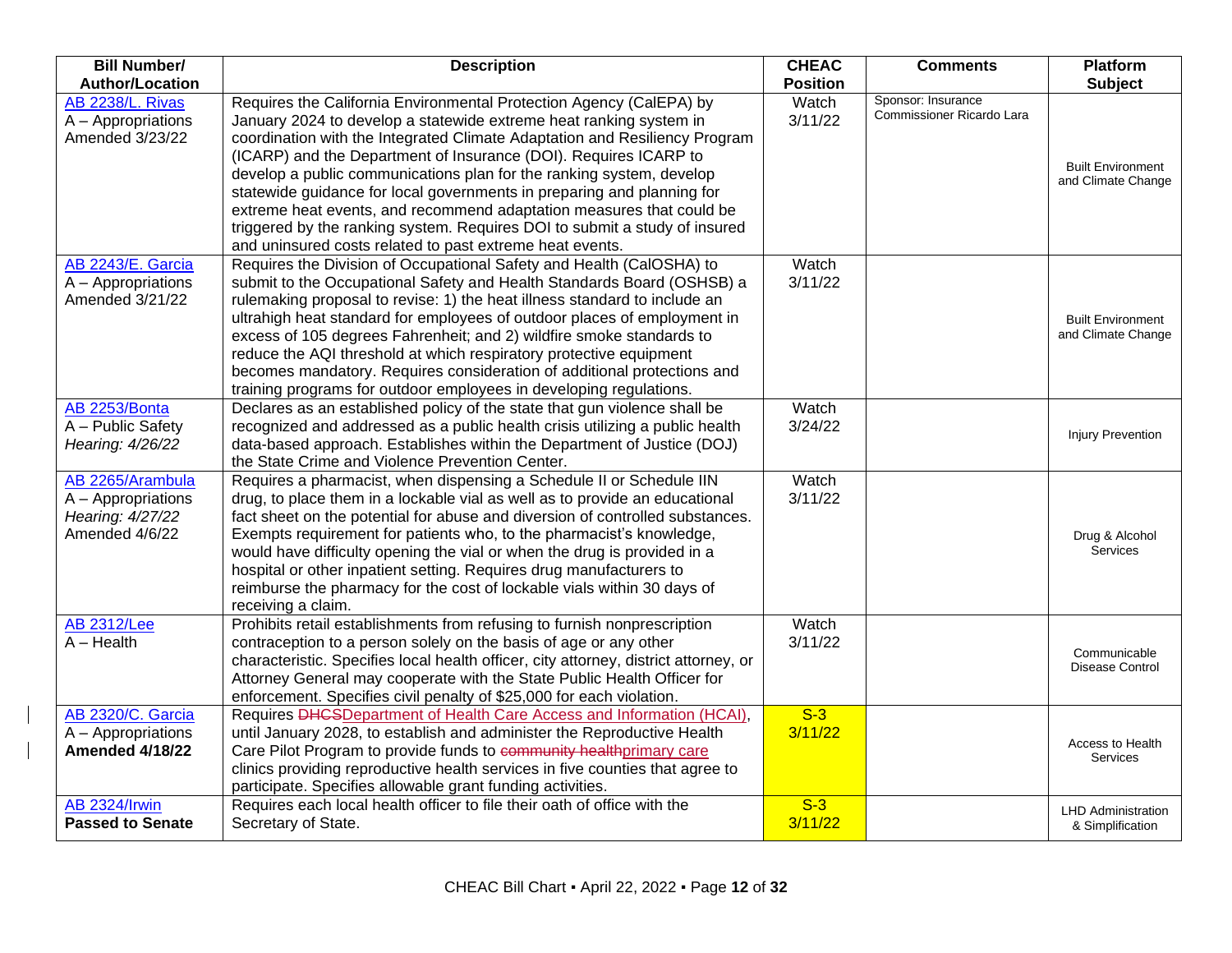| Bill Number/ Author/Location | Description | CHEAC Position | Comments | Platform Subject |
|---|---|---|---|---|
| AB 2238/L. Rivas<br>A – Appropriations<br>Amended 3/23/22 | Requires the California Environmental Protection Agency (CalEPA) by January 2024 to develop a statewide extreme heat ranking system in coordination with the Integrated Climate Adaptation and Resiliency Program (ICARP) and the Department of Insurance (DOI). Requires ICARP to develop a public communications plan for the ranking system, develop statewide guidance for local governments in preparing and planning for extreme heat events, and recommend adaptation measures that could be triggered by the ranking system. Requires DOI to submit a study of insured and uninsured costs related to past extreme heat events. | Watch<br>3/11/22 | Sponsor: Insurance Commissioner Ricardo Lara | Built Environment and Climate Change |
| AB 2243/E. Garcia<br>A – Appropriations<br>Amended 3/21/22 | Requires the Division of Occupational Safety and Health (CalOSHA) to submit to the Occupational Safety and Health Standards Board (OSHSB) a rulemaking proposal to revise: 1) the heat illness standard to include an ultrahigh heat standard for employees of outdoor places of employment in excess of 105 degrees Fahrenheit; and 2) wildfire smoke standards to reduce the AQI threshold at which respiratory protective equipment becomes mandatory. Requires consideration of additional protections and training programs for outdoor employees in developing regulations. | Watch<br>3/11/22 | | Built Environment and Climate Change |
| AB 2253/Bonta<br>A – Public Safety<br>*Hearing: 4/26/22* | Declares as an established policy of the state that gun violence shall be recognized and addressed as a public health crisis utilizing a public health data-based approach. Establishes within the Department of Justice (DOJ) the State Crime and Violence Prevention Center. | Watch<br>3/24/22 | | Injury Prevention |
| AB 2265/Arambula<br>A – Appropriations<br>*Hearing: 4/27/22*<br>Amended 4/6/22 | Requires a pharmacist, when dispensing a Schedule II or Schedule IIN drug, to place them in a lockable vial as well as to provide an educational fact sheet on the potential for abuse and diversion of controlled substances. Exempts requirement for patients who, to the pharmacist's knowledge, would have difficulty opening the vial or when the drug is provided in a hospital or other inpatient setting. Requires drug manufacturers to reimburse the pharmacy for the cost of lockable vials within 30 days of receiving a claim. | Watch<br>3/11/22 | | Drug & Alcohol Services |
| AB 2312/Lee<br>A – Health | Prohibits retail establishments from refusing to furnish nonprescription contraception to a person solely on the basis of age or any other characteristic. Specifies local health officer, city attorney, district attorney, or Attorney General may cooperate with the State Public Health Officer for enforcement. Specifies civil penalty of $25,000 for each violation. | Watch<br>3/11/22 | | Communicable Disease Control |
| AB 2320/C. Garcia<br>A – Appropriations<br>**Amended 4/18/22** | Requires ~~DHCS~~Department of Health Care Access and Information (HCAI), until January 2028, to establish and administer the Reproductive Health Care Pilot Program to provide funds to ~~community health~~primary care clinics providing reproductive health services in five counties that agree to participate. Specifies allowable grant funding activities. | S-3<br>3/11/22 | | Access to Health Services |
| AB 2324/Irwin<br>**Passed to Senate** | Requires each local health officer to file their oath of office with the Secretary of State. | S-3<br>3/11/22 | | LHD Administration & Simplification |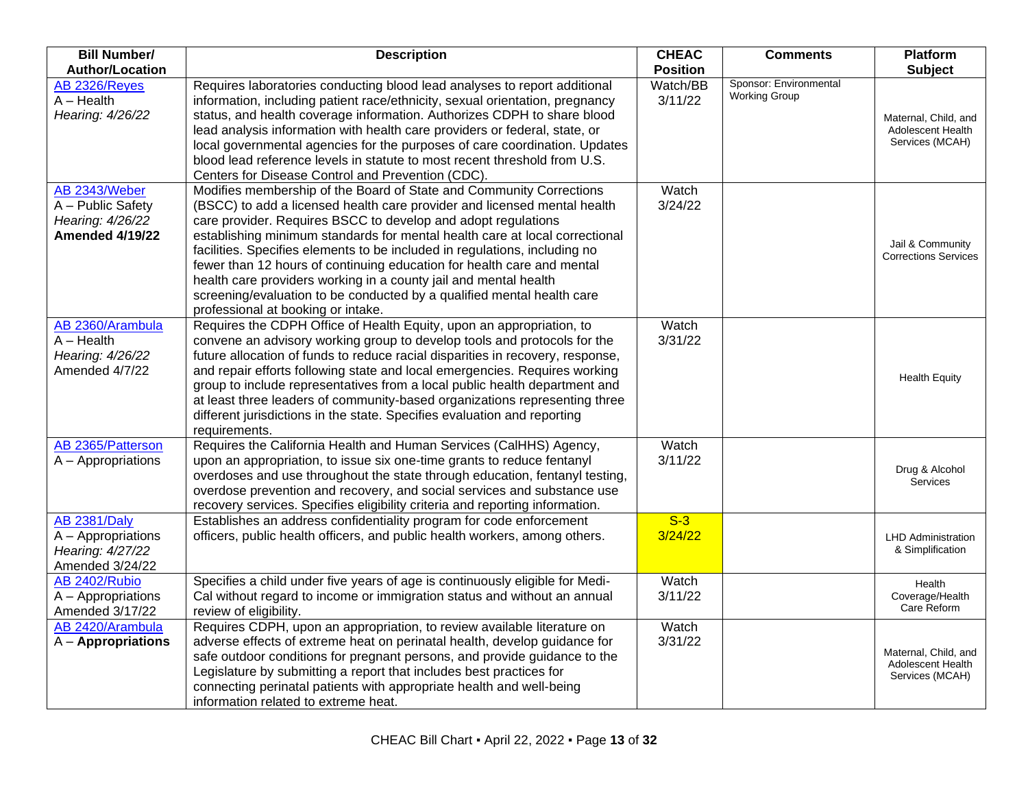| Bill Number/ Author/Location | Description | CHEAC Position | Comments | Platform Subject |
|---|---|---|---|---|
| AB 2326/Reyes<br>A – Health<br>*Hearing: 4/26/22* | Requires laboratories conducting blood lead analyses to report additional information, including patient race/ethnicity, sexual orientation, pregnancy status, and health coverage information. Authorizes CDPH to share blood lead analysis information with health care providers or federal, state, or local governmental agencies for the purposes of care coordination. Updates blood lead reference levels in statute to most recent threshold from U.S. Centers for Disease Control and Prevention (CDC). | Watch/BB 3/11/22 | Sponsor: Environmental Working Group | Maternal, Child, and Adolescent Health Services (MCAH) |
| AB 2343/Weber<br>A – Public Safety<br>*Hearing: 4/26/22*<br>**Amended 4/19/22** | Modifies membership of the Board of State and Community Corrections (BSCC) to add a licensed health care provider and licensed mental health care provider. Requires BSCC to develop and adopt regulations establishing minimum standards for mental health care at local correctional facilities. Specifies elements to be included in regulations, including no fewer than 12 hours of continuing education for health care and mental health care providers working in a county jail and mental health screening/evaluation to be conducted by a qualified mental health care professional at booking or intake. | Watch 3/24/22 | | Jail & Community Corrections Services |
| AB 2360/Arambula<br>A – Health<br>*Hearing: 4/26/22*<br>Amended 4/7/22 | Requires the CDPH Office of Health Equity, upon an appropriation, to convene an advisory working group to develop tools and protocols for the future allocation of funds to reduce racial disparities in recovery, response, and repair efforts following state and local emergencies. Requires working group to include representatives from a local public health department and at least three leaders of community-based organizations representing three different jurisdictions in the state. Specifies evaluation and reporting requirements. | Watch 3/31/22 | | Health Equity |
| AB 2365/Patterson<br>A – Appropriations | Requires the California Health and Human Services (CalHHS) Agency, upon an appropriation, to issue six one-time grants to reduce fentanyl overdoses and use throughout the state through education, fentanyl testing, overdose prevention and recovery, and social services and substance use recovery services. Specifies eligibility criteria and reporting information. | Watch 3/11/22 | | Drug & Alcohol Services |
| AB 2381/Daly<br>A – Appropriations<br>*Hearing: 4/27/22*<br>Amended 3/24/22 | Establishes an address confidentiality program for code enforcement officers, public health officers, and public health workers, among others. | S-3 3/24/22 | | LHD Administration & Simplification |
| AB 2402/Rubio<br>A – Appropriations<br>Amended 3/17/22 | Specifies a child under five years of age is continuously eligible for Medi-Cal without regard to income or immigration status and without an annual review of eligibility. | Watch 3/11/22 | | Health Coverage/Health Care Reform |
| AB 2420/Arambula<br>A – **Appropriations** | Requires CDPH, upon an appropriation, to review available literature on adverse effects of extreme heat on perinatal health, develop guidance for safe outdoor conditions for pregnant persons, and provide guidance to the Legislature by submitting a report that includes best practices for connecting perinatal patients with appropriate health and well-being information related to extreme heat. | Watch 3/31/22 | | Maternal, Child, and Adolescent Health Services (MCAH) |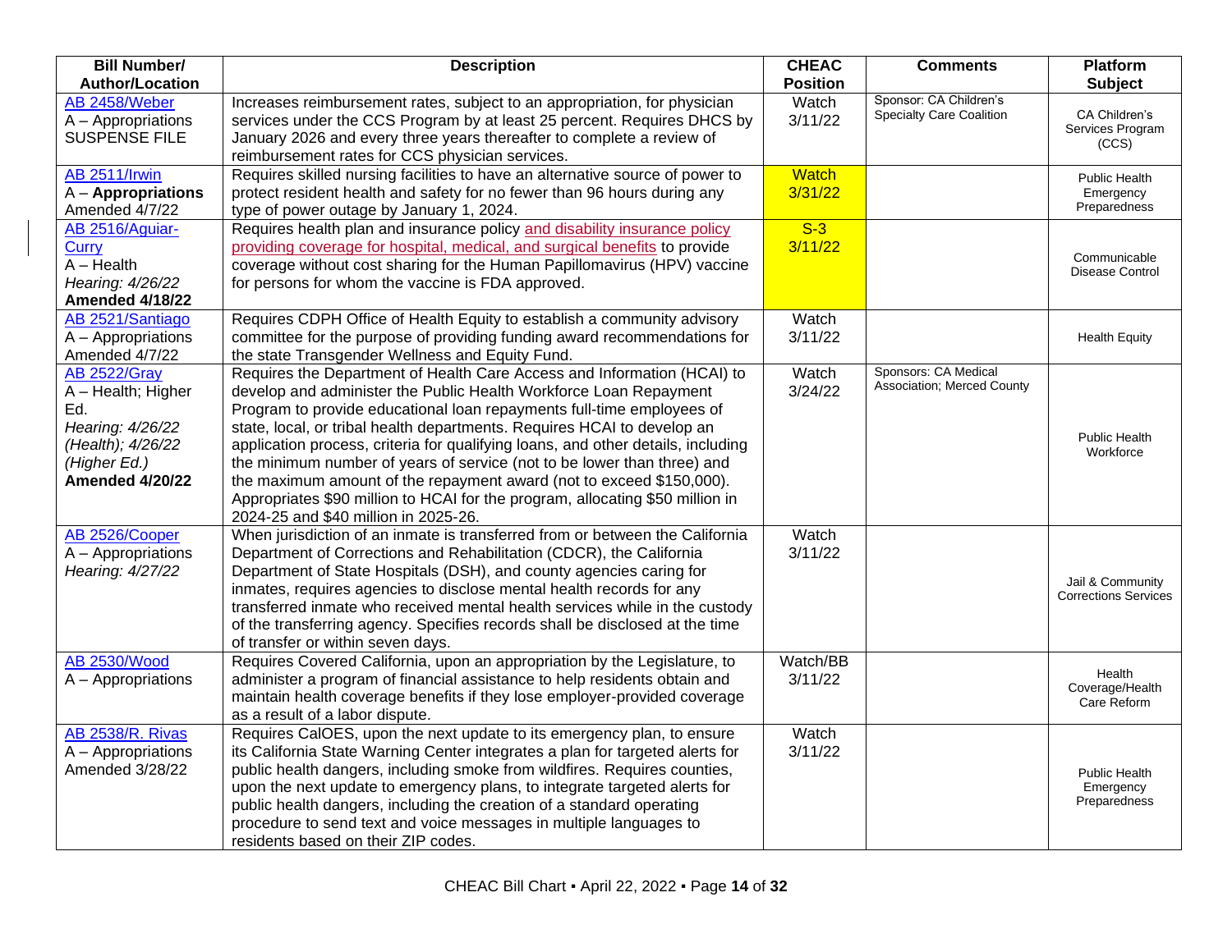| Bill Number/ Author/Location | Description | CHEAC Position | Comments | Platform Subject |
|---|---|---|---|---|
| AB 2458/Weber<br>A – Appropriations<br>SUSPENSE FILE | Increases reimbursement rates, subject to an appropriation, for physician services under the CCS Program by at least 25 percent. Requires DHCS by January 2026 and every three years thereafter to complete a review of reimbursement rates for CCS physician services. | Watch<br>3/11/22 | Sponsor: CA Children's Specialty Care Coalition | CA Children's Services Program (CCS) |
| AB 2511/Irwin<br>A – **Appropriations**<br>Amended 4/7/22 | Requires skilled nursing facilities to have an alternative source of power to protect resident health and safety for no fewer than 96 hours during any type of power outage by January 1, 2024. | Watch<br>3/31/22 | | Public Health Emergency Preparedness |
| AB 2516/Aguiar-Curry<br>A – Health<br>*Hearing: 4/26/22*<br>**Amended 4/18/22** | Requires health plan and insurance policy and disability insurance policy providing coverage for hospital, medical, and surgical benefits to provide coverage without cost sharing for the Human Papillomavirus (HPV) vaccine for persons for whom the vaccine is FDA approved. | S-3<br>3/11/22 | | Communicable Disease Control |
| AB 2521/Santiago<br>A – Appropriations<br>Amended 4/7/22 | Requires CDPH Office of Health Equity to establish a community advisory committee for the purpose of providing funding award recommendations for the state Transgender Wellness and Equity Fund. | Watch<br>3/11/22 | | Health Equity |
| AB 2522/Gray<br>A – Health; Higher Ed.<br>*Hearing: 4/26/22 (Health); 4/26/22 (Higher Ed.)*<br>**Amended 4/20/22** | Requires the Department of Health Care Access and Information (HCAI) to develop and administer the Public Health Workforce Loan Repayment Program to provide educational loan repayments full-time employees of state, local, or tribal health departments. Requires HCAI to develop an application process, criteria for qualifying loans, and other details, including the minimum number of years of service (not to be lower than three) and the maximum amount of the repayment award (not to exceed $150,000). Appropriates $90 million to HCAI for the program, allocating $50 million in 2024-25 and $40 million in 2025-26. | Watch<br>3/24/22 | Sponsors: CA Medical Association; Merced County | Public Health Workforce |
| AB 2526/Cooper<br>A – Appropriations<br>*Hearing: 4/27/22* | When jurisdiction of an inmate is transferred from or between the California Department of Corrections and Rehabilitation (CDCR), the California Department of State Hospitals (DSH), and county agencies caring for inmates, requires agencies to disclose mental health records for any transferred inmate who received mental health services while in the custody of the transferring agency. Specifies records shall be disclosed at the time of transfer or within seven days. | Watch<br>3/11/22 | | Jail & Community Corrections Services |
| AB 2530/Wood<br>A – Appropriations | Requires Covered California, upon an appropriation by the Legislature, to administer a program of financial assistance to help residents obtain and maintain health coverage benefits if they lose employer-provided coverage as a result of a labor dispute. | Watch/BB<br>3/11/22 | | Health Coverage/Health Care Reform |
| AB 2538/R. Rivas<br>A – Appropriations<br>Amended 3/28/22 | Requires CalOES, upon the next update to its emergency plan, to ensure its California State Warning Center integrates a plan for targeted alerts for public health dangers, including smoke from wildfires. Requires counties, upon the next update to emergency plans, to integrate targeted alerts for public health dangers, including the creation of a standard operating procedure to send text and voice messages in multiple languages to residents based on their ZIP codes. | Watch<br>3/11/22 | | Public Health Emergency Preparedness |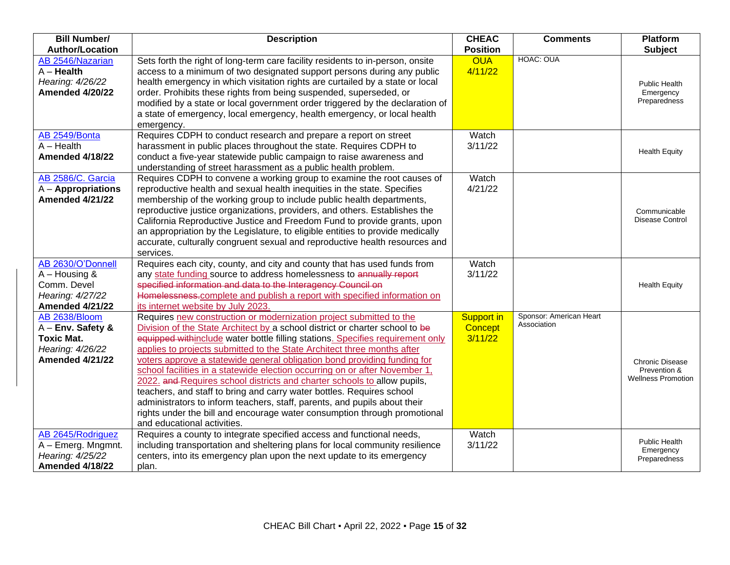| Bill Number/ Author/Location | Description | CHEAC Position | Comments | Platform Subject |
|---|---|---|---|---|
| AB 2546/Nazarian<br>A – **Health**<br>*Hearing: 4/26/22*<br>**Amended 4/20/22** | Sets forth the right of long-term care facility residents to in-person, onsite access to a minimum of two designated support persons during any public health emergency in which visitation rights are curtailed by a state or local order. Prohibits these rights from being suspended, superseded, or modified by a state or local government order triggered by the declaration of a state of emergency, local emergency, health emergency, or local health emergency. | OUA 4/11/22 | HOAC: OUA | Public Health Emergency Preparedness |
| AB 2549/Bonta<br>A – Health<br>**Amended 4/18/22** | Requires CDPH to conduct research and prepare a report on street harassment in public places throughout the state. Requires CDPH to conduct a five-year statewide public campaign to raise awareness and understanding of street harassment as a public health problem. | Watch 3/11/22 | | Health Equity |
| AB 2586/C. Garcia<br>A – **Appropriations**<br>**Amended 4/21/22** | Requires CDPH to convene a working group to examine the root causes of reproductive health and sexual health inequities in the state. Specifies membership of the working group to include public health departments, reproductive justice organizations, providers, and others. Establishes the California Reproductive Justice and Freedom Fund to provide grants, upon an appropriation by the Legislature, to eligible entities to provide medically accurate, culturally congruent sexual and reproductive health resources and services. | Watch 4/21/22 | | Communicable Disease Control |
| AB 2630/O'Donnell<br>A – Housing & Comm. Devel<br>*Hearing: 4/27/22*<br>**Amended 4/21/22** | Requires each city, county, and city and county that has used funds from any state funding source to address homelessness to ~~annually report specified information and data to the Interagency Council on Homelessness.~~complete and publish a report with specified information on its internet website by July 2023. | Watch 3/11/22 | | Health Equity |
| AB 2638/Bloom<br>A – **Env. Safety & Toxic Mat.**<br>*Hearing: 4/26/22*<br>**Amended 4/21/22** | Requires new construction or modernization project submitted to the Division of the State Architect by a school district or charter school to ~~be equipped with~~include water bottle filling stations. Specifies requirement only applies to projects submitted to the State Architect three months after voters approve a statewide general obligation bond providing funding for school facilities in a statewide election occurring on or after November 1, 2022. ~~and~~ Requires school districts and charter schools to allow pupils, teachers, and staff to bring and carry water bottles. Requires school administrators to inform teachers, staff, parents, and pupils about their rights under the bill and encourage water consumption through promotional and educational activities. | Support in Concept 3/11/22 | Sponsor: American Heart Association | Chronic Disease Prevention & Wellness Promotion |
| AB 2645/Rodriguez<br>A – Emerg. Mngmnt.<br>*Hearing: 4/25/22*<br>**Amended 4/18/22** | Requires a county to integrate specified access and functional needs, including transportation and sheltering plans for local community resilience centers, into its emergency plan upon the next update to its emergency plan. | Watch 3/11/22 | | Public Health Emergency Preparedness |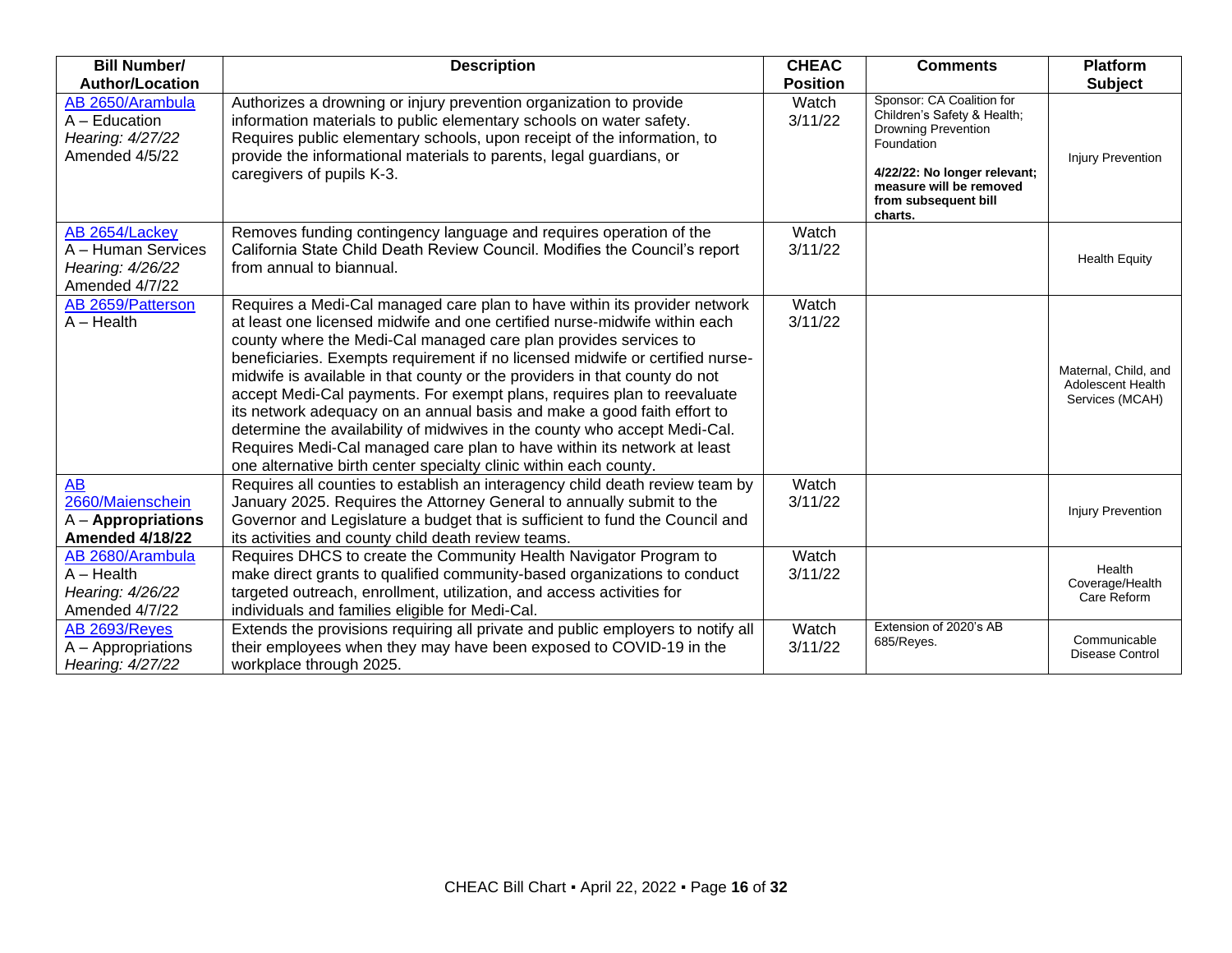| Bill Number/ Author/Location | Description | CHEAC Position | Comments | Platform Subject |
|---|---|---|---|---|
| AB 2650/Arambula<br>A – Education<br>*Hearing: 4/27/22*<br>Amended 4/5/22 | Authorizes a drowning or injury prevention organization to provide information materials to public elementary schools on water safety. Requires public elementary schools, upon receipt of the information, to provide the informational materials to parents, legal guardians, or caregivers of pupils K-3. | Watch 3/11/22 | Sponsor: CA Coalition for Children's Safety & Health; Drowning Prevention Foundation<br>**4/22/22: No longer relevant; measure will be removed from subsequent bill charts.** | Injury Prevention |
| AB 2654/Lackey<br>A – Human Services<br>*Hearing: 4/26/22*<br>Amended 4/7/22 | Removes funding contingency language and requires operation of the California State Child Death Review Council. Modifies the Council's report from annual to biannual. | Watch 3/11/22 | | Health Equity |
| AB 2659/Patterson<br>A – Health | Requires a Medi-Cal managed care plan to have within its provider network at least one licensed midwife and one certified nurse-midwife within each county where the Medi-Cal managed care plan provides services to beneficiaries. Exempts requirement if no licensed midwife or certified nurse-midwife is available in that county or the providers in that county do not accept Medi-Cal payments. For exempt plans, requires plan to reevaluate its network adequacy on an annual basis and make a good faith effort to determine the availability of midwives in the county who accept Medi-Cal. Requires Medi-Cal managed care plan to have within its network at least one alternative birth center specialty clinic within each county. | Watch 3/11/22 | | Maternal, Child, and Adolescent Health Services (MCAH) |
| AB 2660/Maienschein<br>A – **Appropriations**<br>**Amended 4/18/22** | Requires all counties to establish an interagency child death review team by January 2025. Requires the Attorney General to annually submit to the Governor and Legislature a budget that is sufficient to fund the Council and its activities and county child death review teams. | Watch 3/11/22 | | Injury Prevention |
| AB 2680/Arambula<br>A – Health<br>*Hearing: 4/26/22*<br>Amended 4/7/22 | Requires DHCS to create the Community Health Navigator Program to make direct grants to qualified community-based organizations to conduct targeted outreach, enrollment, utilization, and access activities for individuals and families eligible for Medi-Cal. | Watch 3/11/22 | | Health Coverage/Health Care Reform |
| AB 2693/Reyes<br>A – Appropriations<br>*Hearing: 4/27/22* | Extends the provisions requiring all private and public employers to notify all their employees when they may have been exposed to COVID-19 in the workplace through 2025. | Watch 3/11/22 | Extension of 2020's AB 685/Reyes. | Communicable Disease Control |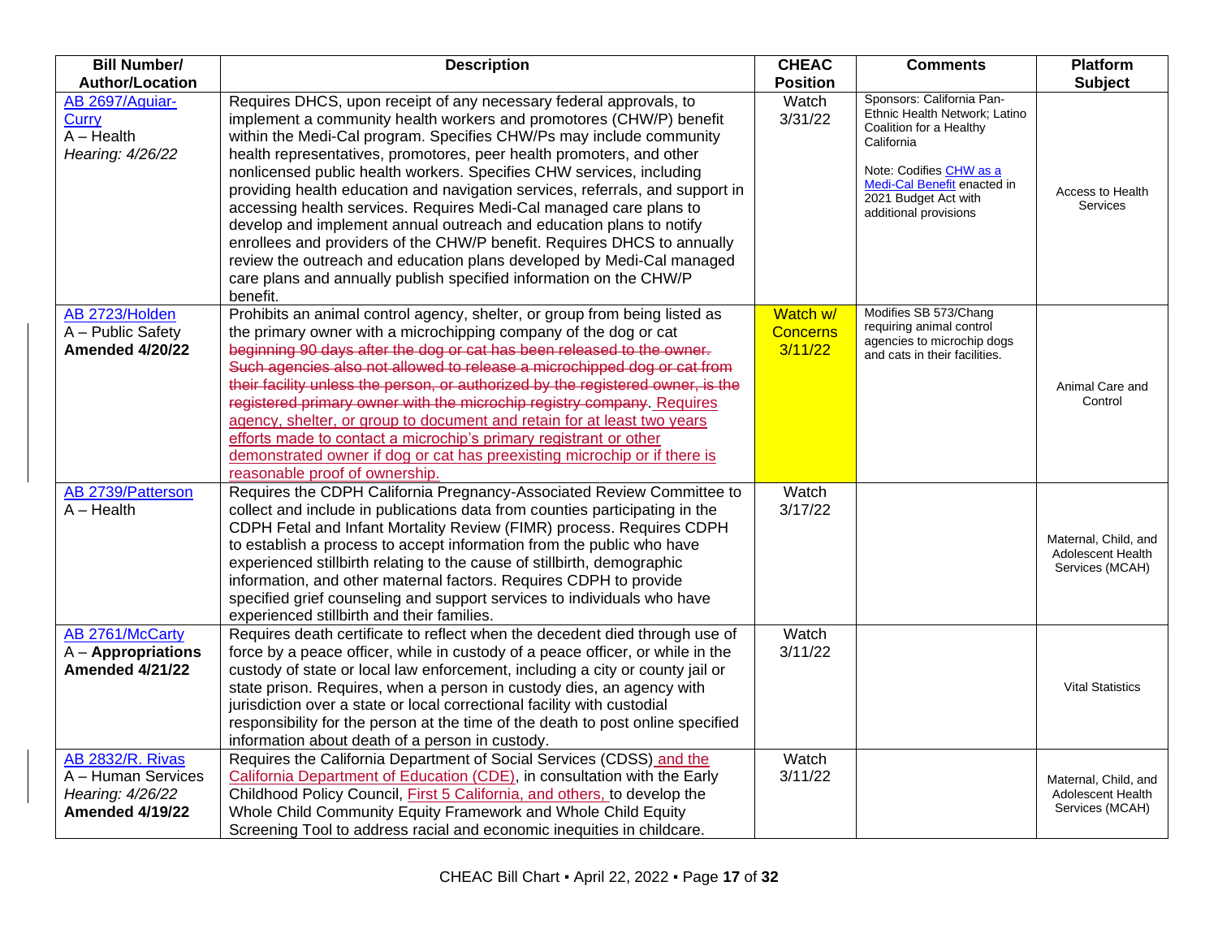| Bill Number/ Author/Location | Description | CHEAC Position | Comments | Platform Subject |
|---|---|---|---|---|
| AB 2697/Aguiar-Curry<br>A – Health<br>*Hearing: 4/26/22* | Requires DHCS, upon receipt of any necessary federal approvals, to implement a community health workers and promotores (CHW/P) benefit within the Medi-Cal program. Specifies CHW/Ps may include community health representatives, promotores, peer health promoters, and other nonlicensed public health workers. Specifies CHW services, including providing health education and navigation services, referrals, and support in accessing health services. Requires Medi-Cal managed care plans to develop and implement annual outreach and education plans to notify enrollees and providers of the CHW/P benefit. Requires DHCS to annually review the outreach and education plans developed by Medi-Cal managed care plans and annually publish specified information on the CHW/P benefit. | Watch 3/31/22 | Sponsors: California Pan-Ethnic Health Network; Latino Coalition for a Healthy California<br><br>Note: Codifies CHW as a Medi-Cal Benefit enacted in 2021 Budget Act with additional provisions | Access to Health Services |
| AB 2723/Holden<br>A – Public Safety<br>**Amended 4/20/22** | Prohibits an animal control agency, shelter, or group from being listed as the primary owner with a microchipping company of the dog or cat ~~beginning 90 days after the dog or cat has been released to the owner. Such agencies also not allowed to release a microchipped dog or cat from their facility unless the person, or authorized by the registered owner, is the registered primary owner with the microchip registry company.~~ Requires agency, shelter, or group to document and retain for at least two years efforts made to contact a microchip's primary registrant or other demonstrated owner if dog or cat has preexisting microchip or if there is reasonable proof of ownership. | Watch w/ Concerns 3/11/22 | Modifies SB 573/Chang requiring animal control agencies to microchip dogs and cats in their facilities. | Animal Care and Control |
| AB 2739/Patterson<br>A – Health | Requires the CDPH California Pregnancy-Associated Review Committee to collect and include in publications data from counties participating in the CDPH Fetal and Infant Mortality Review (FIMR) process. Requires CDPH to establish a process to accept information from the public who have experienced stillbirth relating to the cause of stillbirth, demographic information, and other maternal factors. Requires CDPH to provide specified grief counseling and support services to individuals who have experienced stillbirth and their families. | Watch 3/17/22 | | Maternal, Child, and Adolescent Health Services (MCAH) |
| AB 2761/McCarty<br>A – **Appropriations**<br>**Amended 4/21/22** | Requires death certificate to reflect when the decedent died through use of force by a peace officer, while in custody of a peace officer, or while in the custody of state or local law enforcement, including a city or county jail or state prison. Requires, when a person in custody dies, an agency with jurisdiction over a state or local correctional facility with custodial responsibility for the person at the time of the death to post online specified information about death of a person in custody. | Watch 3/11/22 | | Vital Statistics |
| AB 2832/R. Rivas<br>A – Human Services<br>*Hearing: 4/26/22*<br>**Amended 4/19/22** | Requires the California Department of Social Services (CDSS) and the California Department of Education (CDE), in consultation with the Early Childhood Policy Council, First 5 California, and others, to develop the Whole Child Community Equity Framework and Whole Child Equity Screening Tool to address racial and economic inequities in childcare. | Watch 3/11/22 | | Maternal, Child, and Adolescent Health Services (MCAH) |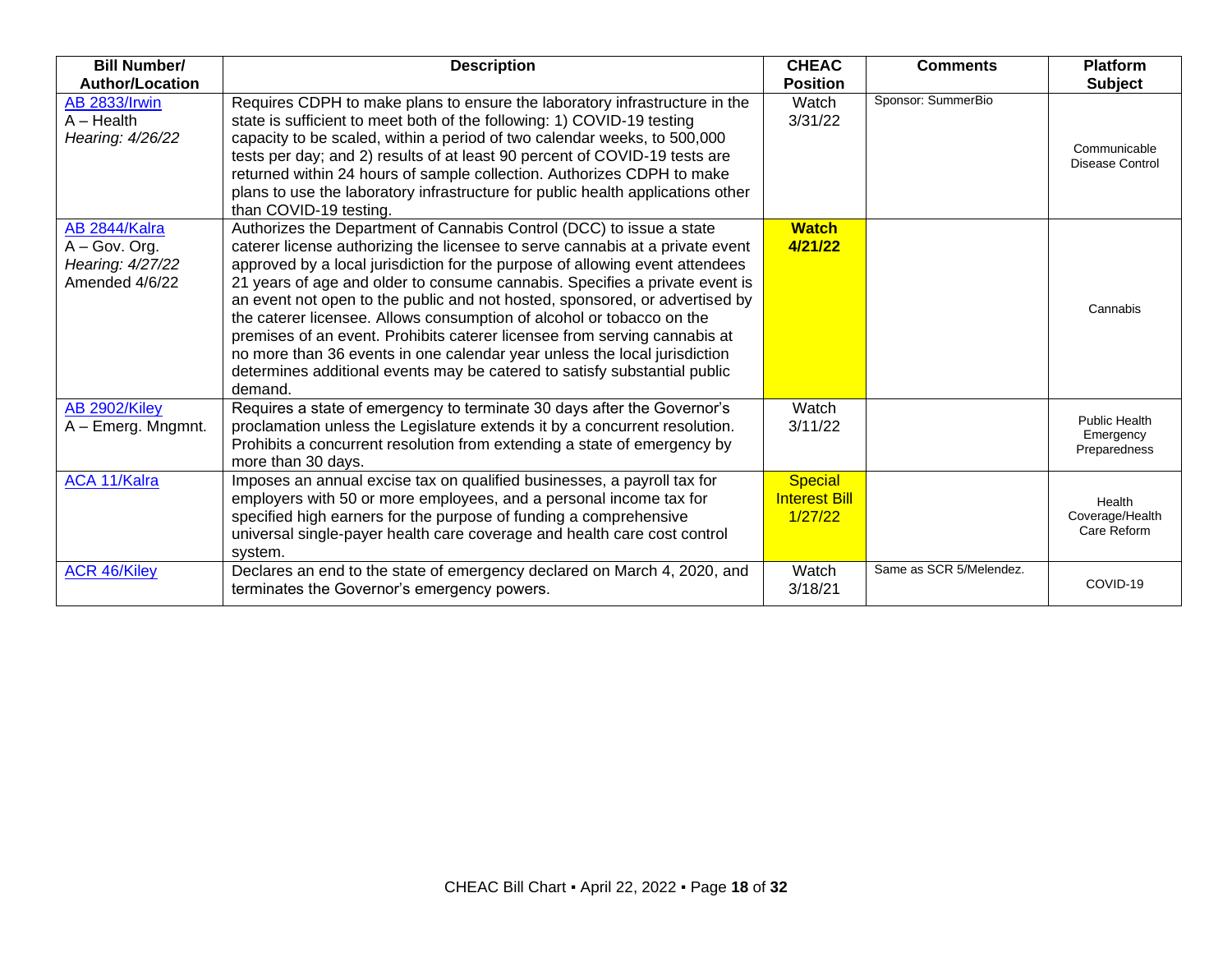| Bill Number/ Author/Location | Description | CHEAC Position | Comments | Platform Subject |
|---|---|---|---|---|
| AB 2833/Irwin<br>A – Health<br>*Hearing: 4/26/22* | Requires CDPH to make plans to ensure the laboratory infrastructure in the state is sufficient to meet both of the following: 1) COVID-19 testing capacity to be scaled, within a period of two calendar weeks, to 500,000 tests per day; and 2) results of at least 90 percent of COVID-19 tests are returned within 24 hours of sample collection. Authorizes CDPH to make plans to use the laboratory infrastructure for public health applications other than COVID-19 testing. | Watch 3/31/22 | Sponsor: SummerBio | Communicable Disease Control |
| AB 2844/Kalra<br>A – Gov. Org.<br>*Hearing: 4/27/22*<br>Amended 4/6/22 | Authorizes the Department of Cannabis Control (DCC) to issue a state caterer license authorizing the licensee to serve cannabis at a private event approved by a local jurisdiction for the purpose of allowing event attendees 21 years of age and older to consume cannabis. Specifies a private event is an event not open to the public and not hosted, sponsored, or advertised by the caterer licensee. Allows consumption of alcohol or tobacco on the premises of an event. Prohibits caterer licensee from serving cannabis at no more than 36 events in one calendar year unless the local jurisdiction determines additional events may be catered to satisfy substantial public demand. | **Watch 4/21/22** | | Cannabis |
| AB 2902/Kiley<br>A – Emerg. Mngmnt. | Requires a state of emergency to terminate 30 days after the Governor's proclamation unless the Legislature extends it by a concurrent resolution. Prohibits a concurrent resolution from extending a state of emergency by more than 30 days. | Watch 3/11/22 | | Public Health Emergency Preparedness |
| ACA 11/Kalra | Imposes an annual excise tax on qualified businesses, a payroll tax for employers with 50 or more employees, and a personal income tax for specified high earners for the purpose of funding a comprehensive universal single-payer health care coverage and health care cost control system. | Special Interest Bill 1/27/22 | | Health Coverage/Health Care Reform |
| ACR 46/Kiley | Declares an end to the state of emergency declared on March 4, 2020, and terminates the Governor's emergency powers. | Watch 3/18/21 | Same as SCR 5/Melendez. | COVID-19 |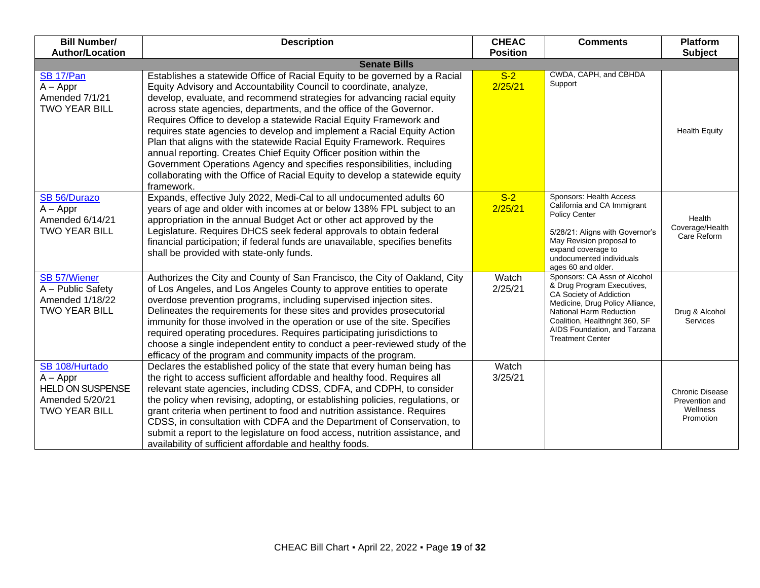| Bill Number/ Author/Location | Description | CHEAC Position | Comments | Platform Subject |
|---|---|---|---|---|
| **Senate Bills** | | | | |
| SB 17/Pan<br>A – Appr<br>Amended 7/1/21<br>TWO YEAR BILL | Establishes a statewide Office of Racial Equity to be governed by a Racial Equity Advisory and Accountability Council to coordinate, analyze, develop, evaluate, and recommend strategies for advancing racial equity across state agencies, departments, and the office of the Governor. Requires Office to develop a statewide Racial Equity Framework and requires state agencies to develop and implement a Racial Equity Action Plan that aligns with the statewide Racial Equity Framework. Requires annual reporting. Creates Chief Equity Officer position within the Government Operations Agency and specifies responsibilities, including collaborating with the Office of Racial Equity to develop a statewide equity framework. | S-2<br>2/25/21 | CWDA, CAPH, and CBHDA Support | Health Equity |
| SB 56/Durazo<br>A – Appr<br>Amended 6/14/21<br>TWO YEAR BILL | Expands, effective July 2022, Medi-Cal to all undocumented adults 60 years of age and older with incomes at or below 138% FPL subject to an appropriation in the annual Budget Act or other act approved by the Legislature. Requires DHCS seek federal approvals to obtain federal financial participation; if federal funds are unavailable, specifies benefits shall be provided with state-only funds. | S-2<br>2/25/21 | Sponsors: Health Access California and CA Immigrant Policy Center<br><br>5/28/21: Aligns with Governor's May Revision proposal to expand coverage to undocumented individuals ages 60 and older. | Health Coverage/Health Care Reform |
| SB 57/Wiener<br>A – Public Safety<br>Amended 1/18/22<br>TWO YEAR BILL | Authorizes the City and County of San Francisco, the City of Oakland, City of Los Angeles, and Los Angeles County to approve entities to operate overdose prevention programs, including supervised injection sites. Delineates the requirements for these sites and provides prosecutorial immunity for those involved in the operation or use of the site. Specifies required operating procedures. Requires participating jurisdictions to choose a single independent entity to conduct a peer-reviewed study of the efficacy of the program and community impacts of the program. | Watch<br>2/25/21 | Sponsors: CA Assn of Alcohol & Drug Program Executives, CA Society of Addiction Medicine, Drug Policy Alliance, National Harm Reduction Coalition, Healthright 360, SF AIDS Foundation, and Tarzana Treatment Center | Drug & Alcohol Services |
| SB 108/Hurtado<br>A – Appr<br>HELD ON SUSPENSE<br>Amended 5/20/21<br>TWO YEAR BILL | Declares the established policy of the state that every human being has the right to access sufficient affordable and healthy food. Requires all relevant state agencies, including CDSS, CDFA, and CDPH, to consider the policy when revising, adopting, or establishing policies, regulations, or grant criteria when pertinent to food and nutrition assistance. Requires CDSS, in consultation with CDFA and the Department of Conservation, to submit a report to the legislature on food access, nutrition assistance, and availability of sufficient affordable and healthy foods. | Watch<br>3/25/21 | | Chronic Disease Prevention and Wellness Promotion |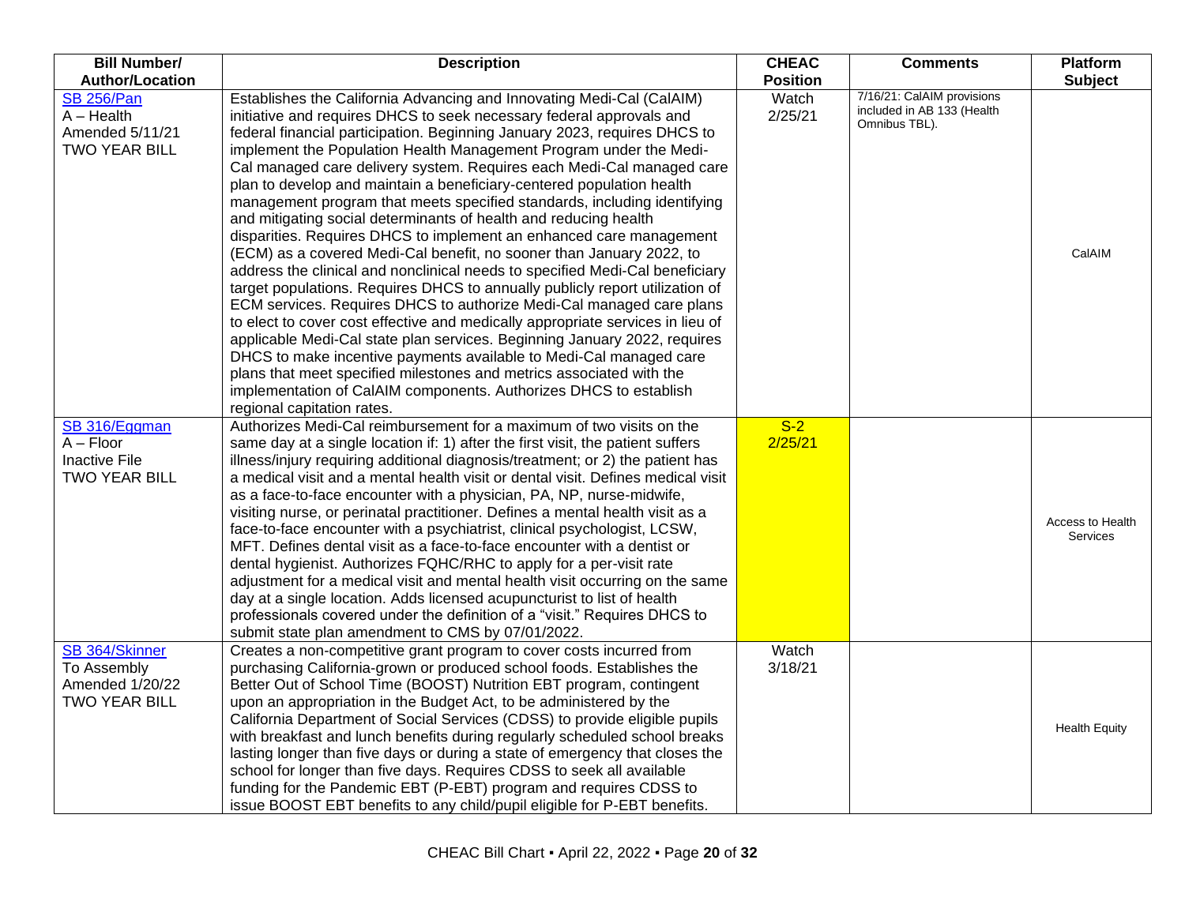| Bill Number/ Author/Location | Description | CHEAC Position | Comments | Platform Subject |
|---|---|---|---|---|
| SB 256/Pan<br>A – Health<br>Amended 5/11/21<br>TWO YEAR BILL | Establishes the California Advancing and Innovating Medi-Cal (CalAIM) initiative and requires DHCS to seek necessary federal approvals and federal financial participation. Beginning January 2023, requires DHCS to implement the Population Health Management Program under the Medi-Cal managed care delivery system. Requires each Medi-Cal managed care plan to develop and maintain a beneficiary-centered population health management program that meets specified standards, including identifying and mitigating social determinants of health and reducing health disparities. Requires DHCS to implement an enhanced care management (ECM) as a covered Medi-Cal benefit, no sooner than January 2022, to address the clinical and nonclinical needs to specified Medi-Cal beneficiary target populations. Requires DHCS to annually publicly report utilization of ECM services. Requires DHCS to authorize Medi-Cal managed care plans to elect to cover cost effective and medically appropriate services in lieu of applicable Medi-Cal state plan services. Beginning January 2022, requires DHCS to make incentive payments available to Medi-Cal managed care plans that meet specified milestones and metrics associated with the implementation of CalAIM components. Authorizes DHCS to establish regional capitation rates. | Watch<br>2/25/21 | 7/16/21: CalAIM provisions included in AB 133 (Health Omnibus TBL). | CalAIM |
| SB 316/Eggman<br>A – Floor<br>Inactive File<br>TWO YEAR BILL | Authorizes Medi-Cal reimbursement for a maximum of two visits on the same day at a single location if: 1) after the first visit, the patient suffers illness/injury requiring additional diagnosis/treatment; or 2) the patient has a medical visit and a mental health visit or dental visit. Defines medical visit as a face-to-face encounter with a physician, PA, NP, nurse-midwife, visiting nurse, or perinatal practitioner. Defines a mental health visit as a face-to-face encounter with a psychiatrist, clinical psychologist, LCSW, MFT. Defines dental visit as a face-to-face encounter with a dentist or dental hygienist. Authorizes FQHC/RHC to apply for a per-visit rate adjustment for a medical visit and mental health visit occurring on the same day at a single location. Adds licensed acupuncturist to list of health professionals covered under the definition of a "visit." Requires DHCS to submit state plan amendment to CMS by 07/01/2022. | S-2<br>2/25/21 | | Access to Health Services |
| SB 364/Skinner<br>To Assembly<br>Amended 1/20/22<br>TWO YEAR BILL | Creates a non-competitive grant program to cover costs incurred from purchasing California-grown or produced school foods. Establishes the Better Out of School Time (BOOST) Nutrition EBT program, contingent upon an appropriation in the Budget Act, to be administered by the California Department of Social Services (CDSS) to provide eligible pupils with breakfast and lunch benefits during regularly scheduled school breaks lasting longer than five days or during a state of emergency that closes the school for longer than five days. Requires CDSS to seek all available funding for the Pandemic EBT (P-EBT) program and requires CDSS to issue BOOST EBT benefits to any child/pupil eligible for P-EBT benefits. | Watch<br>3/18/21 | | Health Equity |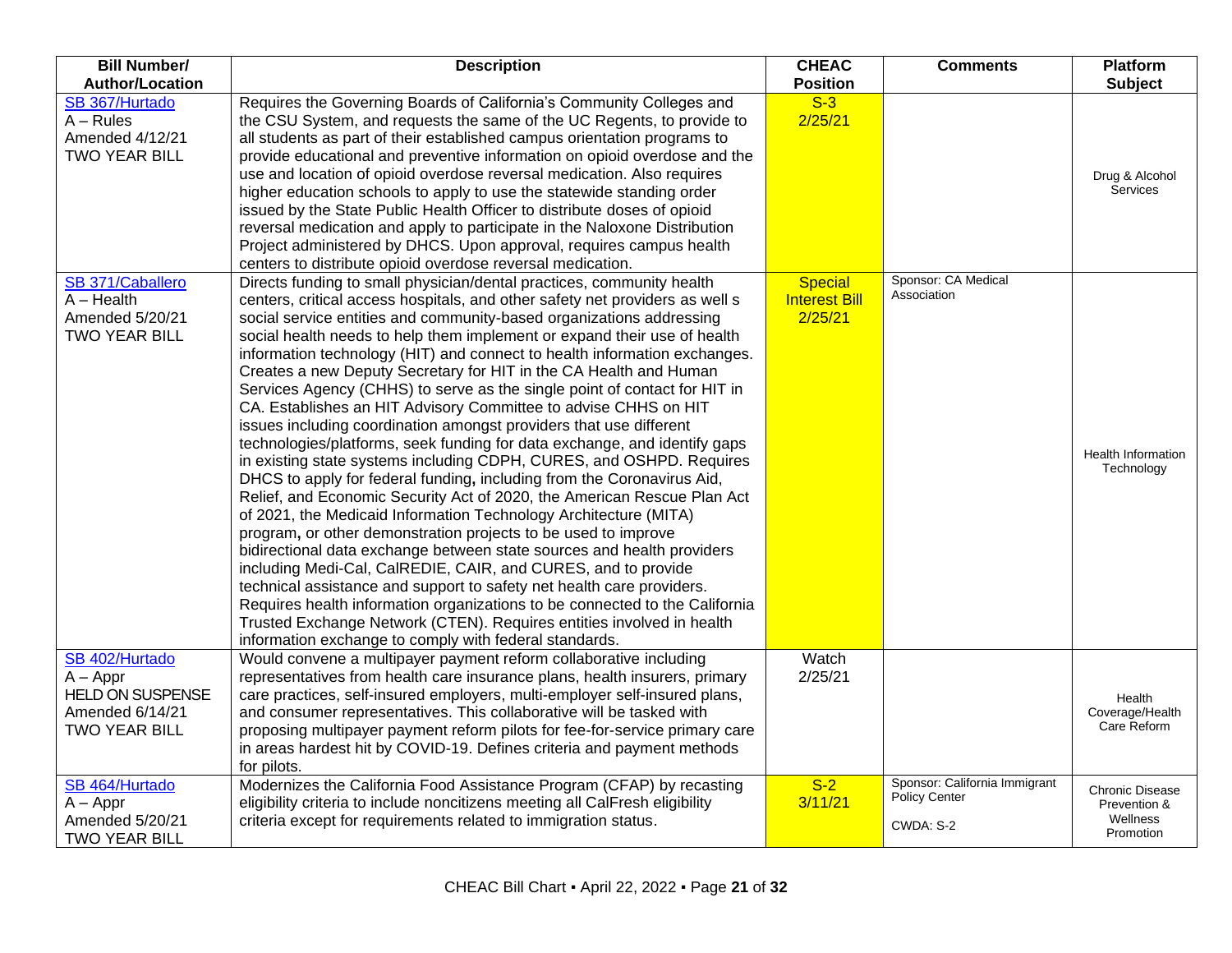| Bill Number/ Author/Location | Description | CHEAC Position | Comments | Platform Subject |
|---|---|---|---|---|
| SB 367/Hurtado<br>A – Rules<br>Amended 4/12/21<br>TWO YEAR BILL | Requires the Governing Boards of California's Community Colleges and the CSU System, and requests the same of the UC Regents, to provide to all students as part of their established campus orientation programs to provide educational and preventive information on opioid overdose and the use and location of opioid overdose reversal medication. Also requires higher education schools to apply to use the statewide standing order issued by the State Public Health Officer to distribute doses of opioid reversal medication and apply to participate in the Naloxone Distribution Project administered by DHCS. Upon approval, requires campus health centers to distribute opioid overdose reversal medication. | S-3<br>2/25/21 | | Drug & Alcohol Services |
| SB 371/Caballero<br>A – Health<br>Amended 5/20/21<br>TWO YEAR BILL | Directs funding to small physician/dental practices, community health centers, critical access hospitals, and other safety net providers as well s social service entities and community-based organizations addressing social health needs to help them implement or expand their use of health information technology (HIT) and connect to health information exchanges. Creates a new Deputy Secretary for HIT in the CA Health and Human Services Agency (CHHS) to serve as the single point of contact for HIT in CA. Establishes an HIT Advisory Committee to advise CHHS on HIT issues including coordination amongst providers that use different technologies/platforms, seek funding for data exchange, and identify gaps in existing state systems including CDPH, CURES, and OSHPD. Requires DHCS to apply for federal funding**,** including from the Coronavirus Aid, Relief, and Economic Security Act of 2020, the American Rescue Plan Act of 2021, the Medicaid Information Technology Architecture (MITA) program**,** or other demonstration projects to be used to improve bidirectional data exchange between state sources and health providers including Medi-Cal, CalREDIE, CAIR, and CURES, and to provide technical assistance and support to safety net health care providers. Requires health information organizations to be connected to the California Trusted Exchange Network (CTEN). Requires entities involved in health information exchange to comply with federal standards. | Special Interest Bill<br>2/25/21 | Sponsor: CA Medical Association | Health Information Technology |
| SB 402/Hurtado<br>A – Appr<br>HELD ON SUSPENSE<br>Amended 6/14/21<br>TWO YEAR BILL | Would convene a multipayer payment reform collaborative including representatives from health care insurance plans, health insurers, primary care practices, self-insured employers, multi-employer self-insured plans, and consumer representatives. This collaborative will be tasked with proposing multipayer payment reform pilots for fee-for-service primary care in areas hardest hit by COVID-19. Defines criteria and payment methods for pilots. | Watch<br>2/25/21 | | Health Coverage/Health Care Reform |
| SB 464/Hurtado<br>A – Appr<br>Amended 5/20/21<br>TWO YEAR BILL | Modernizes the California Food Assistance Program (CFAP) by recasting eligibility criteria to include noncitizens meeting all CalFresh eligibility criteria except for requirements related to immigration status. | S-2<br>3/11/21 | Sponsor: California Immigrant Policy Center<br><br>CWDA: S-2 | Chronic Disease Prevention & Wellness Promotion |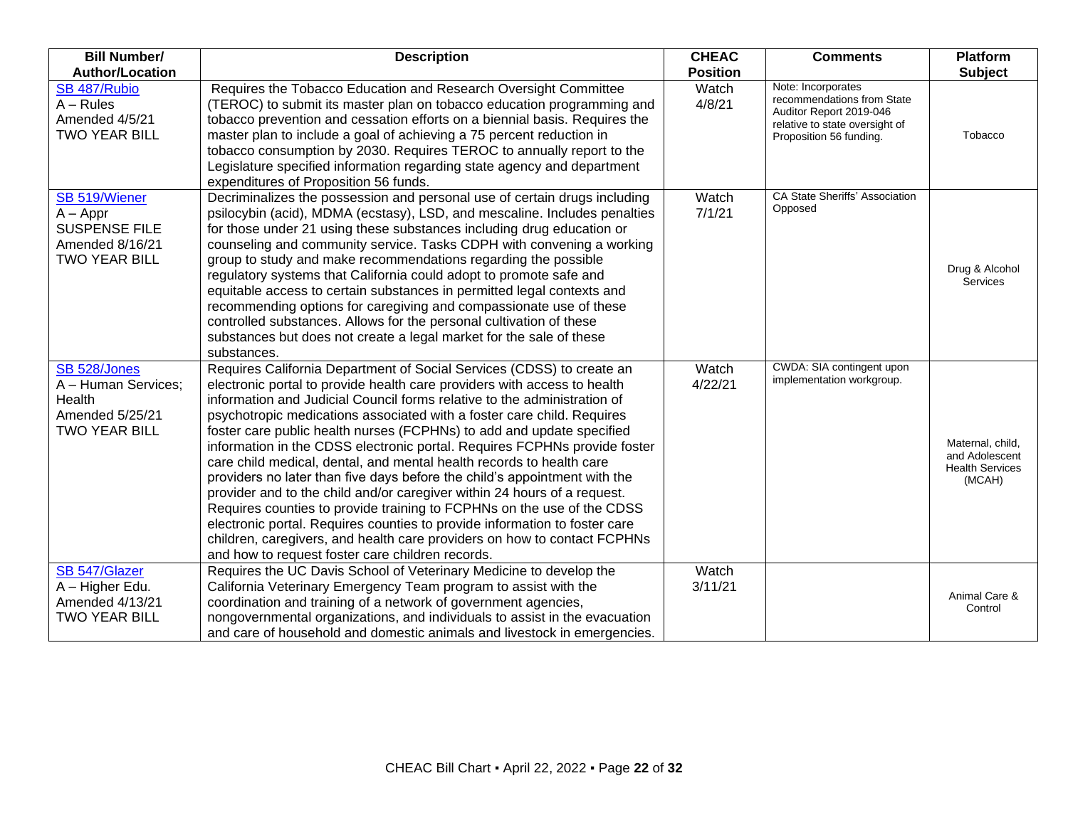| Bill Number/ Author/Location | Description | CHEAC Position | Comments | Platform Subject |
|---|---|---|---|---|
| SB 487/Rubio<br>A – Rules<br>Amended 4/5/21<br>TWO YEAR BILL | Requires the Tobacco Education and Research Oversight Committee (TEROC) to submit its master plan on tobacco education programming and tobacco prevention and cessation efforts on a biennial basis. Requires the master plan to include a goal of achieving a 75 percent reduction in tobacco consumption by 2030. Requires TEROC to annually report to the Legislature specified information regarding state agency and department expenditures of Proposition 56 funds. | Watch<br>4/8/21 | Note: Incorporates recommendations from State Auditor Report 2019-046 relative to state oversight of Proposition 56 funding. | Tobacco |
| SB 519/Wiener<br>A – Appr<br>SUSPENSE FILE<br>Amended 8/16/21<br>TWO YEAR BILL | Decriminalizes the possession and personal use of certain drugs including psilocybin (acid), MDMA (ecstasy), LSD, and mescaline. Includes penalties for those under 21 using these substances including drug education or counseling and community service. Tasks CDPH with convening a working group to study and make recommendations regarding the possible regulatory systems that California could adopt to promote safe and equitable access to certain substances in permitted legal contexts and recommending options for caregiving and compassionate use of these controlled substances. Allows for the personal cultivation of these substances but does not create a legal market for the sale of these substances. | Watch<br>7/1/21 | CA State Sheriffs' Association Opposed | Drug & Alcohol Services |
| SB 528/Jones<br>A – Human Services; Health<br>Amended 5/25/21<br>TWO YEAR BILL | Requires California Department of Social Services (CDSS) to create an electronic portal to provide health care providers with access to health information and Judicial Council forms relative to the administration of psychotropic medications associated with a foster care child. Requires foster care public health nurses (FCPHNs) to add and update specified information in the CDSS electronic portal. Requires FCPHNs provide foster care child medical, dental, and mental health records to health care providers no later than five days before the child's appointment with the provider and to the child and/or caregiver within 24 hours of a request. Requires counties to provide training to FCPHNs on the use of the CDSS electronic portal. Requires counties to provide information to foster care children, caregivers, and health care providers on how to contact FCPHNs and how to request foster care children records. | Watch<br>4/22/21 | CWDA: SIA contingent upon implementation workgroup. | Maternal, child, and Adolescent Health Services (MCAH) |
| SB 547/Glazer<br>A – Higher Edu.<br>Amended 4/13/21<br>TWO YEAR BILL | Requires the UC Davis School of Veterinary Medicine to develop the California Veterinary Emergency Team program to assist with the coordination and training of a network of government agencies, nongovernmental organizations, and individuals to assist in the evacuation and care of household and domestic animals and livestock in emergencies. | Watch<br>3/11/21 | | Animal Care & Control |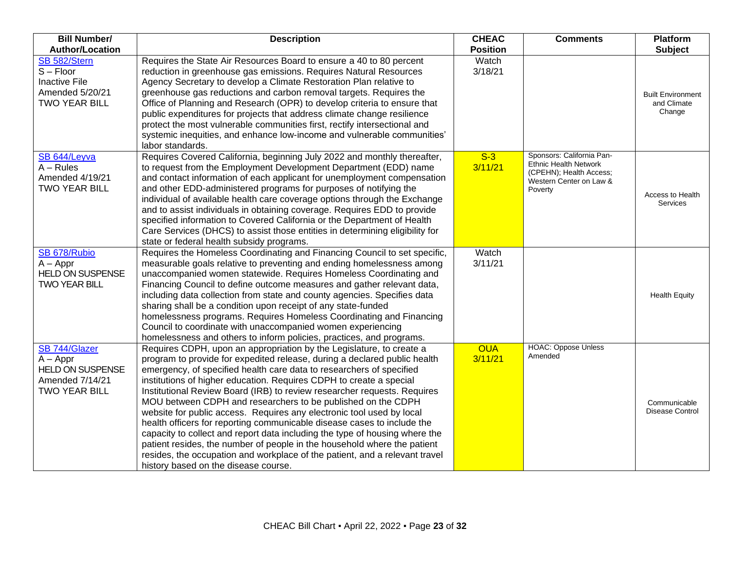| Bill Number/ Author/Location | Description | CHEAC Position | Comments | Platform Subject |
|---|---|---|---|---|
| SB 582/Stern<br>S – Floor<br>Inactive File<br>Amended 5/20/21<br>TWO YEAR BILL | Requires the State Air Resources Board to ensure a 40 to 80 percent reduction in greenhouse gas emissions. Requires Natural Resources Agency Secretary to develop a Climate Restoration Plan relative to greenhouse gas reductions and carbon removal targets. Requires the Office of Planning and Research (OPR) to develop criteria to ensure that public expenditures for projects that address climate change resilience protect the most vulnerable communities first, rectify intersectional and systemic inequities, and enhance low-income and vulnerable communities' labor standards. | Watch<br>3/18/21 | | Built Environment and Climate Change |
| SB 644/Leyva<br>A – Rules<br>Amended 4/19/21<br>TWO YEAR BILL | Requires Covered California, beginning July 2022 and monthly thereafter, to request from the Employment Development Department (EDD) name and contact information of each applicant for unemployment compensation and other EDD-administered programs for purposes of notifying the individual of available health care coverage options through the Exchange and to assist individuals in obtaining coverage. Requires EDD to provide specified information to Covered California or the Department of Health Care Services (DHCS) to assist those entities in determining eligibility for state or federal health subsidy programs. | S-3<br>3/11/21 | Sponsors: California Pan-Ethnic Health Network (CPEHN); Health Access; Western Center on Law & Poverty | Access to Health Services |
| SB 678/Rubio<br>A – Appr<br>HELD ON SUSPENSE<br>TWO YEAR BILL | Requires the Homeless Coordinating and Financing Council to set specific, measurable goals relative to preventing and ending homelessness among unaccompanied women statewide. Requires Homeless Coordinating and Financing Council to define outcome measures and gather relevant data, including data collection from state and county agencies. Specifies data sharing shall be a condition upon receipt of any state-funded homelessness programs. Requires Homeless Coordinating and Financing Council to coordinate with unaccompanied women experiencing homelessness and others to inform policies, practices, and programs. | Watch<br>3/11/21 | | Health Equity |
| SB 744/Glazer<br>A – Appr<br>HELD ON SUSPENSE<br>Amended 7/14/21<br>TWO YEAR BILL | Requires CDPH, upon an appropriation by the Legislature, to create a program to provide for expedited release, during a declared public health emergency, of specified health care data to researchers of specified institutions of higher education. Requires CDPH to create a special Institutional Review Board (IRB) to review researcher requests. Requires MOU between CDPH and researchers to be published on the CDPH website for public access. Requires any electronic tool used by local health officers for reporting communicable disease cases to include the capacity to collect and report data including the type of housing where the patient resides, the number of people in the household where the patient resides, the occupation and workplace of the patient, and a relevant travel history based on the disease course. | OUA<br>3/11/21 | HOAC: Oppose Unless Amended | Communicable Disease Control |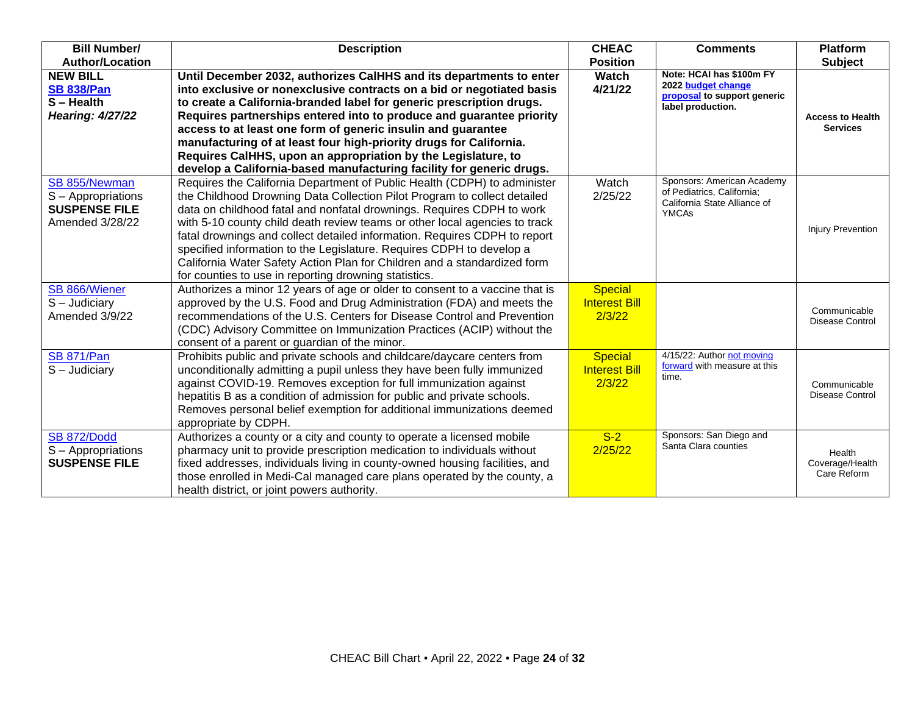| Bill Number/ Author/Location | Description | CHEAC Position | Comments | Platform Subject |
|---|---|---|---|---|
| **NEW BILL** **SB 838/Pan** **S – Health** ***Hearing: 4/27/22*** | **Until December 2032, authorizes CalHHS and its departments to enter into exclusive or nonexclusive contracts on a bid or negotiated basis to create a California-branded label for generic prescription drugs. Requires partnerships entered into to produce and guarantee priority access to at least one form of generic insulin and guarantee manufacturing of at least four high-priority drugs for California. Requires CalHHS, upon an appropriation by the Legislature, to develop a California-based manufacturing facility for generic drugs.** | **Watch 4/21/22** | **Note: HCAI has $100m FY 2022 budget change proposal to support generic label production.** | **Access to Health Services** |
| SB 855/Newman S – Appropriations **SUSPENSE FILE** Amended 3/28/22 | Requires the California Department of Public Health (CDPH) to administer the Childhood Drowning Data Collection Pilot Program to collect detailed data on childhood fatal and nonfatal drownings. Requires CDPH to work with 5-10 county child death review teams or other local agencies to track fatal drownings and collect detailed information. Requires CDPH to report specified information to the Legislature. Requires CDPH to develop a California Water Safety Action Plan for Children and a standardized form for counties to use in reporting drowning statistics. | Watch 2/25/22 | Sponsors: American Academy of Pediatrics, California; California State Alliance of YMCAs | Injury Prevention |
| SB 866/Wiener S – Judiciary Amended 3/9/22 | Authorizes a minor 12 years of age or older to consent to a vaccine that is approved by the U.S. Food and Drug Administration (FDA) and meets the recommendations of the U.S. Centers for Disease Control and Prevention (CDC) Advisory Committee on Immunization Practices (ACIP) without the consent of a parent or guardian of the minor. | Special Interest Bill 2/3/22 | | Communicable Disease Control |
| SB 871/Pan S – Judiciary | Prohibits public and private schools and childcare/daycare centers from unconditionally admitting a pupil unless they have been fully immunized against COVID-19. Removes exception for full immunization against hepatitis B as a condition of admission for public and private schools. Removes personal belief exemption for additional immunizations deemed appropriate by CDPH. | Special Interest Bill 2/3/22 | 4/15/22: Author not moving forward with measure at this time. | Communicable Disease Control |
| SB 872/Dodd S – Appropriations **SUSPENSE FILE** | Authorizes a county or a city and county to operate a licensed mobile pharmacy unit to provide prescription medication to individuals without fixed addresses, individuals living in county-owned housing facilities, and those enrolled in Medi-Cal managed care plans operated by the county, a health district, or joint powers authority. | S-2 2/25/22 | Sponsors: San Diego and Santa Clara counties | Health Coverage/Health Care Reform |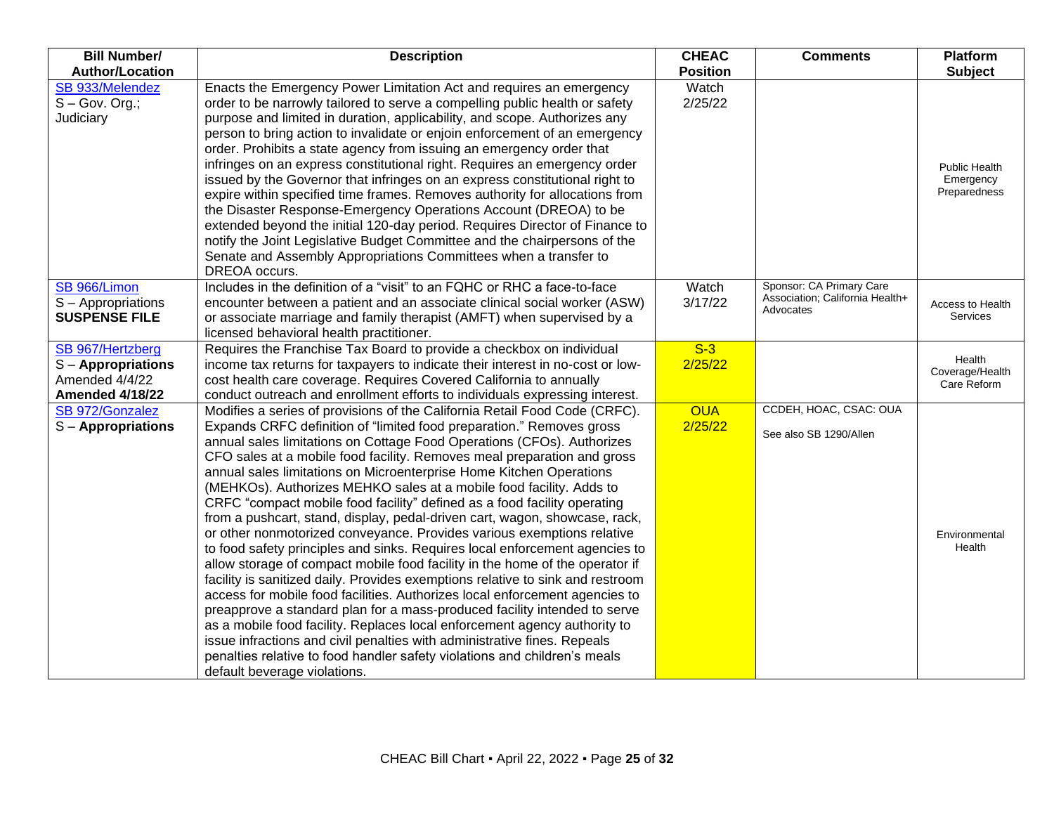| Bill Number/ Author/Location | Description | CHEAC Position | Comments | Platform Subject |
|---|---|---|---|---|
| SB 933/Melendez<br>S – Gov. Org.; Judiciary | Enacts the Emergency Power Limitation Act and requires an emergency order to be narrowly tailored to serve a compelling public health or safety purpose and limited in duration, applicability, and scope. Authorizes any person to bring action to invalidate or enjoin enforcement of an emergency order. Prohibits a state agency from issuing an emergency order that infringes on an express constitutional right. Requires an emergency order issued by the Governor that infringes on an express constitutional right to expire within specified time frames. Removes authority for allocations from the Disaster Response-Emergency Operations Account (DREOA) to be extended beyond the initial 120-day period. Requires Director of Finance to notify the Joint Legislative Budget Committee and the chairpersons of the Senate and Assembly Appropriations Committees when a transfer to DREOA occurs. | Watch 2/25/22 | | Public Health Emergency Preparedness |
| SB 966/Limon<br>S – Appropriations<br>**SUSPENSE FILE** | Includes in the definition of a "visit" to an FQHC or RHC a face-to-face encounter between a patient and an associate clinical social worker (ASW) or associate marriage and family therapist (AMFT) when supervised by a licensed behavioral health practitioner. | Watch 3/17/22 | Sponsor: CA Primary Care Association; California Health+ Advocates | Access to Health Services |
| SB 967/Hertzberg<br>S – **Appropriations**<br>Amended 4/4/22<br>**Amended 4/18/22** | Requires the Franchise Tax Board to provide a checkbox on individual income tax returns for taxpayers to indicate their interest in no-cost or low-cost health care coverage. Requires Covered California to annually conduct outreach and enrollment efforts to individuals expressing interest. | S-3 2/25/22 | | Health Coverage/Health Care Reform |
| SB 972/Gonzalez<br>S – **Appropriations** | Modifies a series of provisions of the California Retail Food Code (CRFC). Expands CRFC definition of "limited food preparation." Removes gross annual sales limitations on Cottage Food Operations (CFOs). Authorizes CFO sales at a mobile food facility. Removes meal preparation and gross annual sales limitations on Microenterprise Home Kitchen Operations (MEHKOs). Authorizes MEHKO sales at a mobile food facility. Adds to CRFC "compact mobile food facility" defined as a food facility operating from a pushcart, stand, display, pedal-driven cart, wagon, showcase, rack, or other nonmotorized conveyance. Provides various exemptions relative to food safety principles and sinks. Requires local enforcement agencies to allow storage of compact mobile food facility in the home of the operator if facility is sanitized daily. Provides exemptions relative to sink and restroom access for mobile food facilities. Authorizes local enforcement agencies to preapprove a standard plan for a mass-produced facility intended to serve as a mobile food facility. Replaces local enforcement agency authority to issue infractions and civil penalties with administrative fines. Repeals penalties relative to food handler safety violations and children's meals default beverage violations. | OUA 2/25/22 | CCDEH, HOAC, CSAC: OUA<br><br>See also SB 1290/Allen | Environmental Health |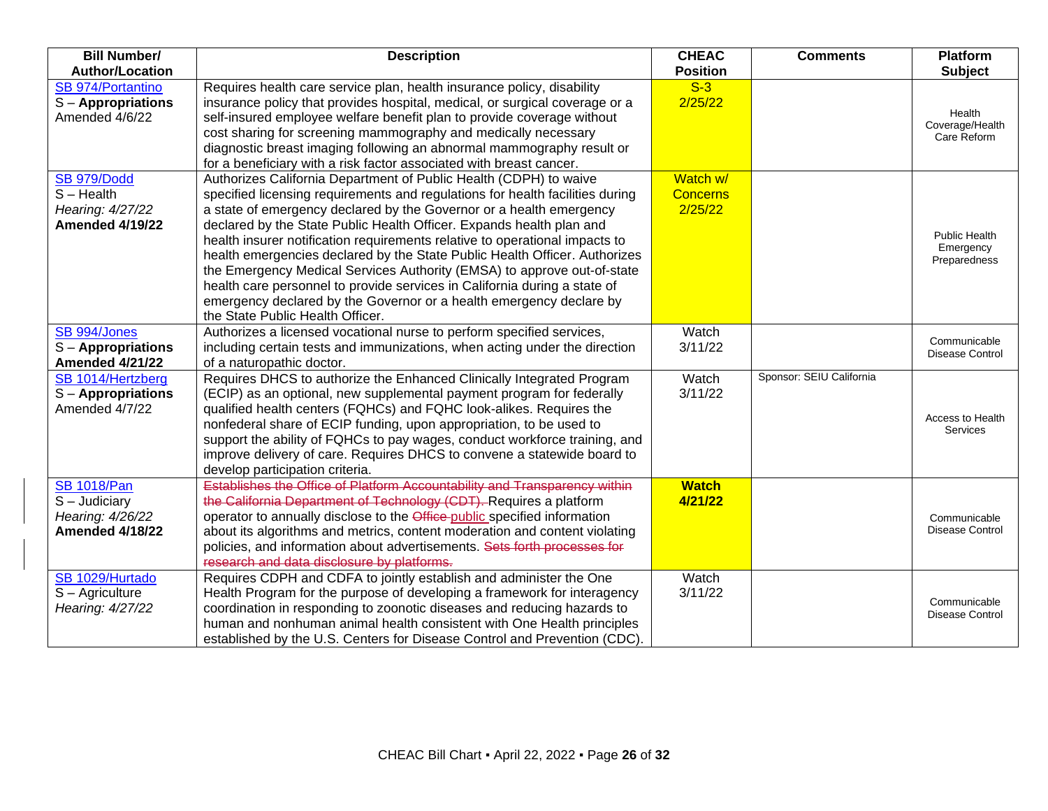| Bill Number/ Author/Location | Description | CHEAC Position | Comments | Platform Subject |
|---|---|---|---|---|
| SB 974/Portantino<br>S – **Appropriations**<br>Amended 4/6/22 | Requires health care service plan, health insurance policy, disability insurance policy that provides hospital, medical, or surgical coverage or a self-insured employee welfare benefit plan to provide coverage without cost sharing for screening mammography and medically necessary diagnostic breast imaging following an abnormal mammography result or for a beneficiary with a risk factor associated with breast cancer. | S-3<br>2/25/22 | | Health Coverage/Health Care Reform |
| SB 979/Dodd<br>S – Health<br>*Hearing: 4/27/22*<br>**Amended 4/19/22** | Authorizes California Department of Public Health (CDPH) to waive specified licensing requirements and regulations for health facilities during a state of emergency declared by the Governor or a health emergency declared by the State Public Health Officer. Expands health plan and health insurer notification requirements relative to operational impacts to health emergencies declared by the State Public Health Officer. Authorizes the Emergency Medical Services Authority (EMSA) to approve out-of-state health care personnel to provide services in California during a state of emergency declared by the Governor or a health emergency declare by the State Public Health Officer. | Watch w/ Concerns<br>2/25/22 | | Public Health Emergency Preparedness |
| SB 994/Jones<br>S – **Appropriations**<br>**Amended 4/21/22** | Authorizes a licensed vocational nurse to perform specified services, including certain tests and immunizations, when acting under the direction of a naturopathic doctor. | Watch<br>3/11/22 | | Communicable Disease Control |
| SB 1014/Hertzberg<br>S – **Appropriations**<br>Amended 4/7/22 | Requires DHCS to authorize the Enhanced Clinically Integrated Program (ECIP) as an optional, new supplemental payment program for federally qualified health centers (FQHCs) and FQHC look-alikes. Requires the nonfederal share of ECIP funding, upon appropriation, to be used to support the ability of FQHCs to pay wages, conduct workforce training, and improve delivery of care. Requires DHCS to convene a statewide board to develop participation criteria. | Watch<br>3/11/22 | Sponsor: SEIU California | Access to Health Services |
| SB 1018/Pan<br>S – Judiciary<br>*Hearing: 4/26/22*<br>**Amended 4/18/22** | ~~Establishes the Office of Platform Accountability and Transparency within the California Department of Technology (CDT).~~ Requires a platform operator to annually disclose to the ~~Office~~ public specified information about its algorithms and metrics, content moderation and content violating policies, and information about advertisements. ~~Sets forth processes for research and data disclosure by platforms.~~ | **Watch**<br>**4/21/22** | | Communicable Disease Control |
| SB 1029/Hurtado<br>S – Agriculture<br>*Hearing: 4/27/22* | Requires CDPH and CDFA to jointly establish and administer the One Health Program for the purpose of developing a framework for interagency coordination in responding to zoonotic diseases and reducing hazards to human and nonhuman animal health consistent with One Health principles established by the U.S. Centers for Disease Control and Prevention (CDC). | Watch<br>3/11/22 | | Communicable Disease Control |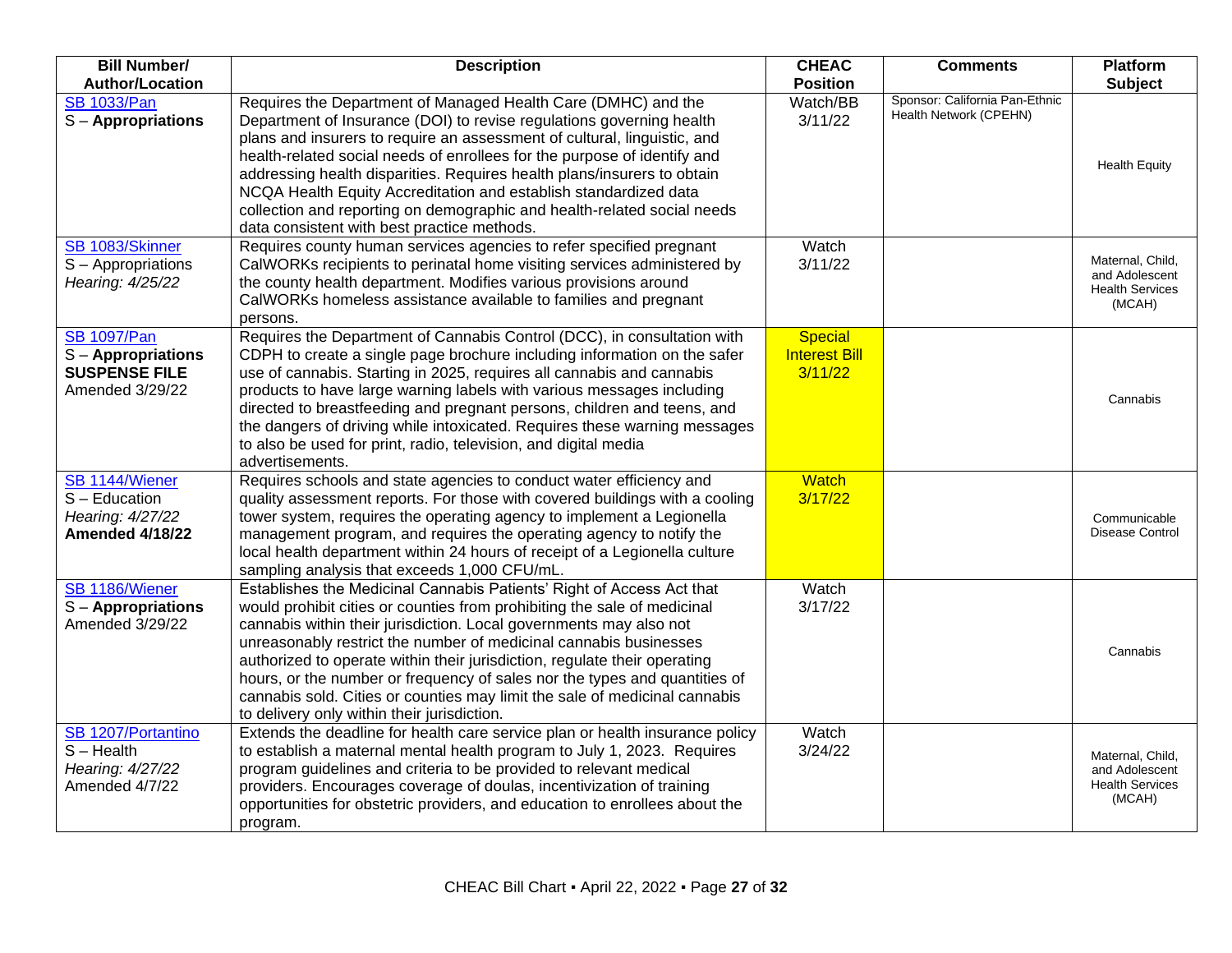| Bill Number/ Author/Location | Description | CHEAC Position | Comments | Platform Subject |
|---|---|---|---|---|
| SB 1033/Pan<br>S – **Appropriations** | Requires the Department of Managed Health Care (DMHC) and the Department of Insurance (DOI) to revise regulations governing health plans and insurers to require an assessment of cultural, linguistic, and health-related social needs of enrollees for the purpose of identify and addressing health disparities. Requires health plans/insurers to obtain NCQA Health Equity Accreditation and establish standardized data collection and reporting on demographic and health-related social needs data consistent with best practice methods. | Watch/BB 3/11/22 | Sponsor: California Pan-Ethnic Health Network (CPEHN) | Health Equity |
| SB 1083/Skinner<br>S – Appropriations<br>*Hearing: 4/25/22* | Requires county human services agencies to refer specified pregnant CalWORKs recipients to perinatal home visiting services administered by the county health department. Modifies various provisions around CalWORKs homeless assistance available to families and pregnant persons. | Watch 3/11/22 | | Maternal, Child, and Adolescent Health Services (MCAH) |
| SB 1097/Pan<br>S – **Appropriations**<br>**SUSPENSE FILE**<br>Amended 3/29/22 | Requires the Department of Cannabis Control (DCC), in consultation with CDPH to create a single page brochure including information on the safer use of cannabis. Starting in 2025, requires all cannabis and cannabis products to have large warning labels with various messages including directed to breastfeeding and pregnant persons, children and teens, and the dangers of driving while intoxicated. Requires these warning messages to also be used for print, radio, television, and digital media advertisements. | Special Interest Bill 3/11/22 | | Cannabis |
| SB 1144/Wiener<br>S – Education<br>*Hearing: 4/27/22*<br>**Amended 4/18/22** | Requires schools and state agencies to conduct water efficiency and quality assessment reports. For those with covered buildings with a cooling tower system, requires the operating agency to implement a Legionella management program, and requires the operating agency to notify the local health department within 24 hours of receipt of a Legionella culture sampling analysis that exceeds 1,000 CFU/mL. | Watch 3/17/22 | | Communicable Disease Control |
| SB 1186/Wiener<br>S – **Appropriations**<br>Amended 3/29/22 | Establishes the Medicinal Cannabis Patients' Right of Access Act that would prohibit cities or counties from prohibiting the sale of medicinal cannabis within their jurisdiction. Local governments may also not unreasonably restrict the number of medicinal cannabis businesses authorized to operate within their jurisdiction, regulate their operating hours, or the number or frequency of sales nor the types and quantities of cannabis sold. Cities or counties may limit the sale of medicinal cannabis to delivery only within their jurisdiction. | Watch 3/17/22 | | Cannabis |
| SB 1207/Portantino<br>S – Health<br>*Hearing: 4/27/22*<br>Amended 4/7/22 | Extends the deadline for health care service plan or health insurance policy to establish a maternal mental health program to July 1, 2023. Requires program guidelines and criteria to be provided to relevant medical providers. Encourages coverage of doulas, incentivization of training opportunities for obstetric providers, and education to enrollees about the program. | Watch 3/24/22 | | Maternal, Child, and Adolescent Health Services (MCAH) |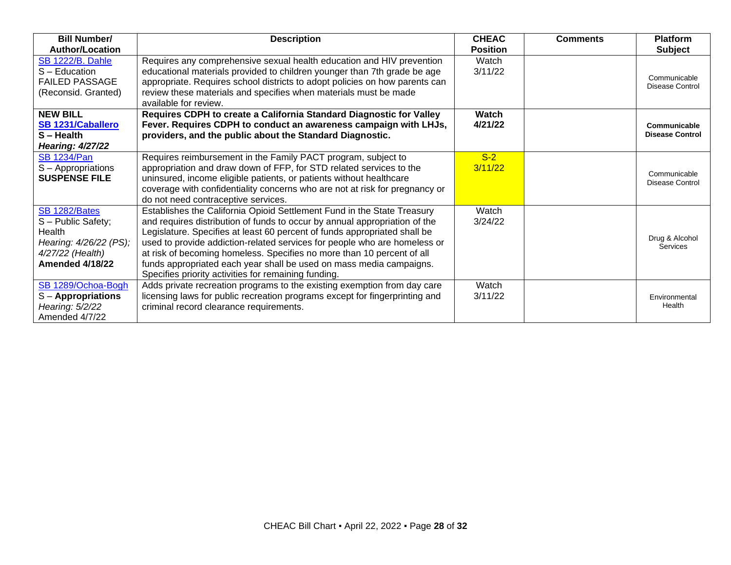| Bill Number/ Author/Location | Description | CHEAC Position | Comments | Platform Subject |
|---|---|---|---|---|
| SB 1222/B. Dahle<br>S – Education<br>FAILED PASSAGE<br>(Reconsid. Granted) | Requires any comprehensive sexual health education and HIV prevention educational materials provided to children younger than 7th grade be age appropriate. Requires school districts to adopt policies on how parents can review these materials and specifies when materials must be made available for review. | Watch<br>3/11/22 | | Communicable Disease Control |
| **NEW BILL**<br>**SB 1231/Caballero**<br>**S – Health**<br>***Hearing: 4/27/22*** | **Requires CDPH to create a California Standard Diagnostic for Valley Fever. Requires CDPH to conduct an awareness campaign with LHJs, providers, and the public about the Standard Diagnostic.** | **Watch**<br>**4/21/22** | | **Communicable Disease Control** |
| SB 1234/Pan<br>S – Appropriations<br>**SUSPENSE FILE** | Requires reimbursement in the Family PACT program, subject to appropriation and draw down of FFP, for STD related services to the uninsured, income eligible patients, or patients without healthcare coverage with confidentiality concerns who are not at risk for pregnancy or do not need contraceptive services. | S-2<br>3/11/22 | | Communicable Disease Control |
| SB 1282/Bates<br>S – Public Safety; Health<br>*Hearing: 4/26/22 (PS); 4/27/22 (Health)*<br>**Amended 4/18/22** | Establishes the California Opioid Settlement Fund in the State Treasury and requires distribution of funds to occur by annual appropriation of the Legislature. Specifies at least 60 percent of funds appropriated shall be used to provide addiction-related services for people who are homeless or at risk of becoming homeless. Specifies no more than 10 percent of all funds appropriated each year shall be used on mass media campaigns. Specifies priority activities for remaining funding. | Watch<br>3/24/22 | | Drug & Alcohol Services |
| SB 1289/Ochoa-Bogh<br>S – **Appropriations**<br>*Hearing: 5/2/22*<br>Amended 4/7/22 | Adds private recreation programs to the existing exemption from day care licensing laws for public recreation programs except for fingerprinting and criminal record clearance requirements. | Watch<br>3/11/22 | | Environmental Health |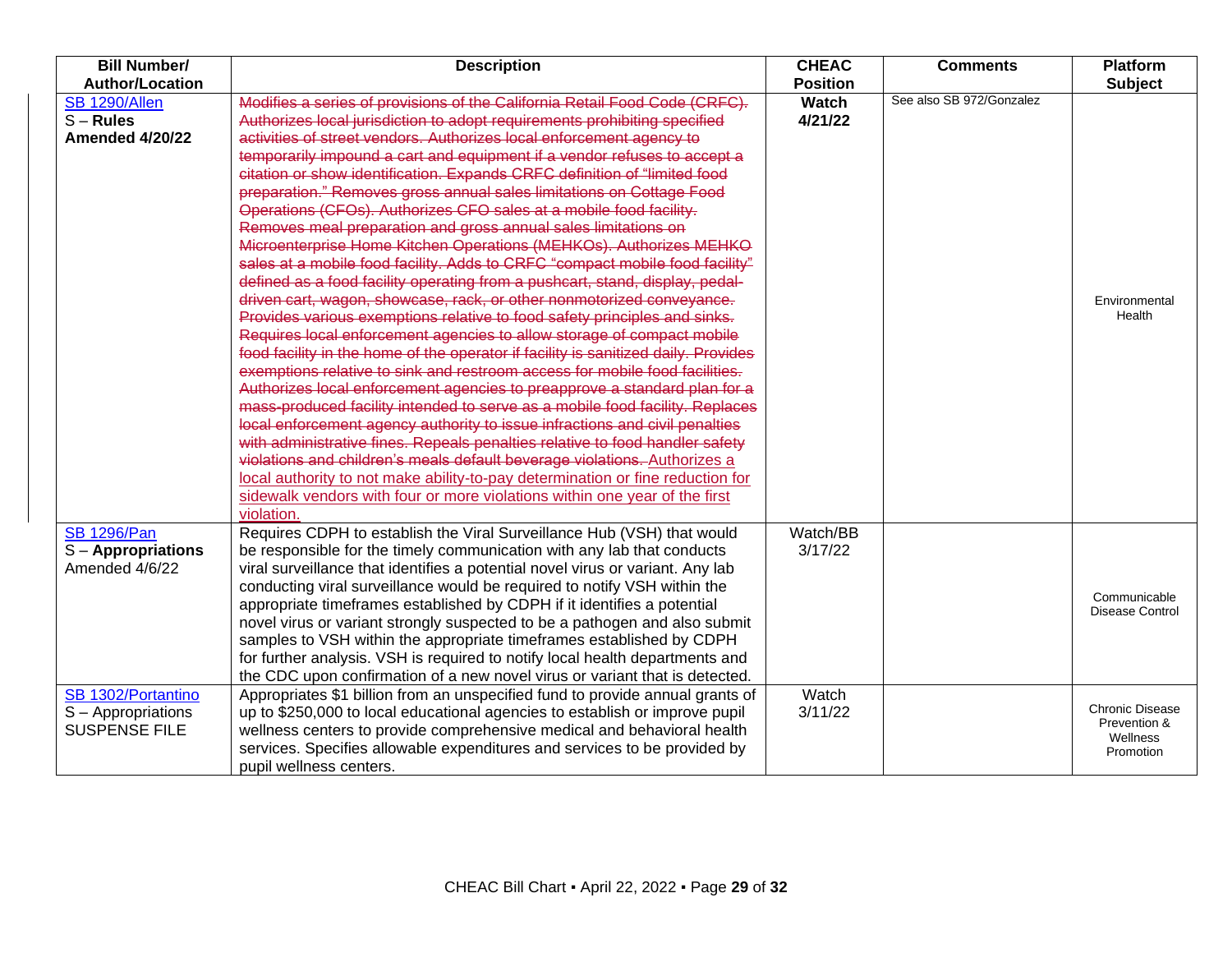| Bill Number/ Author/Location | Description | CHEAC Position | Comments | Platform Subject |
|---|---|---|---|---|
| SB 1290/Allen<br>S – **Rules**<br>**Amended 4/20/22** | ~~Modifies a series of provisions of the California Retail Food Code (CRFC). Authorizes local jurisdiction to adopt requirements prohibiting specified activities of street vendors. Authorizes local enforcement agency to temporarily impound a cart and equipment if a vendor refuses to accept a citation or show identification. Expands CRFC definition of "limited food preparation." Removes gross annual sales limitations on Cottage Food Operations (CFOs). Authorizes CFO sales at a mobile food facility. Removes meal preparation and gross annual sales limitations on Microenterprise Home Kitchen Operations (MEHKOs). Authorizes MEHKO sales at a mobile food facility. Adds to CRFC "compact mobile food facility" defined as a food facility operating from a pushcart, stand, display, pedal-driven cart, wagon, showcase, rack, or other nonmotorized conveyance. Provides various exemptions relative to food safety principles and sinks. Requires local enforcement agencies to allow storage of compact mobile food facility in the home of the operator if facility is sanitized daily. Provides exemptions relative to sink and restroom access for mobile food facilities. Authorizes local enforcement agencies to preapprove a standard plan for a mass-produced facility intended to serve as a mobile food facility. Replaces local enforcement agency authority to issue infractions and civil penalties with administrative fines. Repeals penalties relative to food handler safety violations and children's meals default beverage violations.~~ Authorizes a local authority to not make ability-to-pay determination or fine reduction for sidewalk vendors with four or more violations within one year of the first violation. | **Watch**<br>**4/21/22** | See also SB 972/Gonzalez | Environmental Health |
| SB 1296/Pan<br>S – **Appropriations**<br>Amended 4/6/22 | Requires CDPH to establish the Viral Surveillance Hub (VSH) that would be responsible for the timely communication with any lab that conducts viral surveillance that identifies a potential novel virus or variant. Any lab conducting viral surveillance would be required to notify VSH within the appropriate timeframes established by CDPH if it identifies a potential novel virus or variant strongly suspected to be a pathogen and also submit samples to VSH within the appropriate timeframes established by CDPH for further analysis. VSH is required to notify local health departments and the CDC upon confirmation of a new novel virus or variant that is detected. | Watch/BB<br>3/17/22 | | Communicable Disease Control |
| SB 1302/Portantino<br>S – Appropriations<br>SUSPENSE FILE | Appropriates $1 billion from an unspecified fund to provide annual grants of up to $250,000 to local educational agencies to establish or improve pupil wellness centers to provide comprehensive medical and behavioral health services. Specifies allowable expenditures and services to be provided by pupil wellness centers. | Watch<br>3/11/22 | | Chronic Disease Prevention & Wellness Promotion |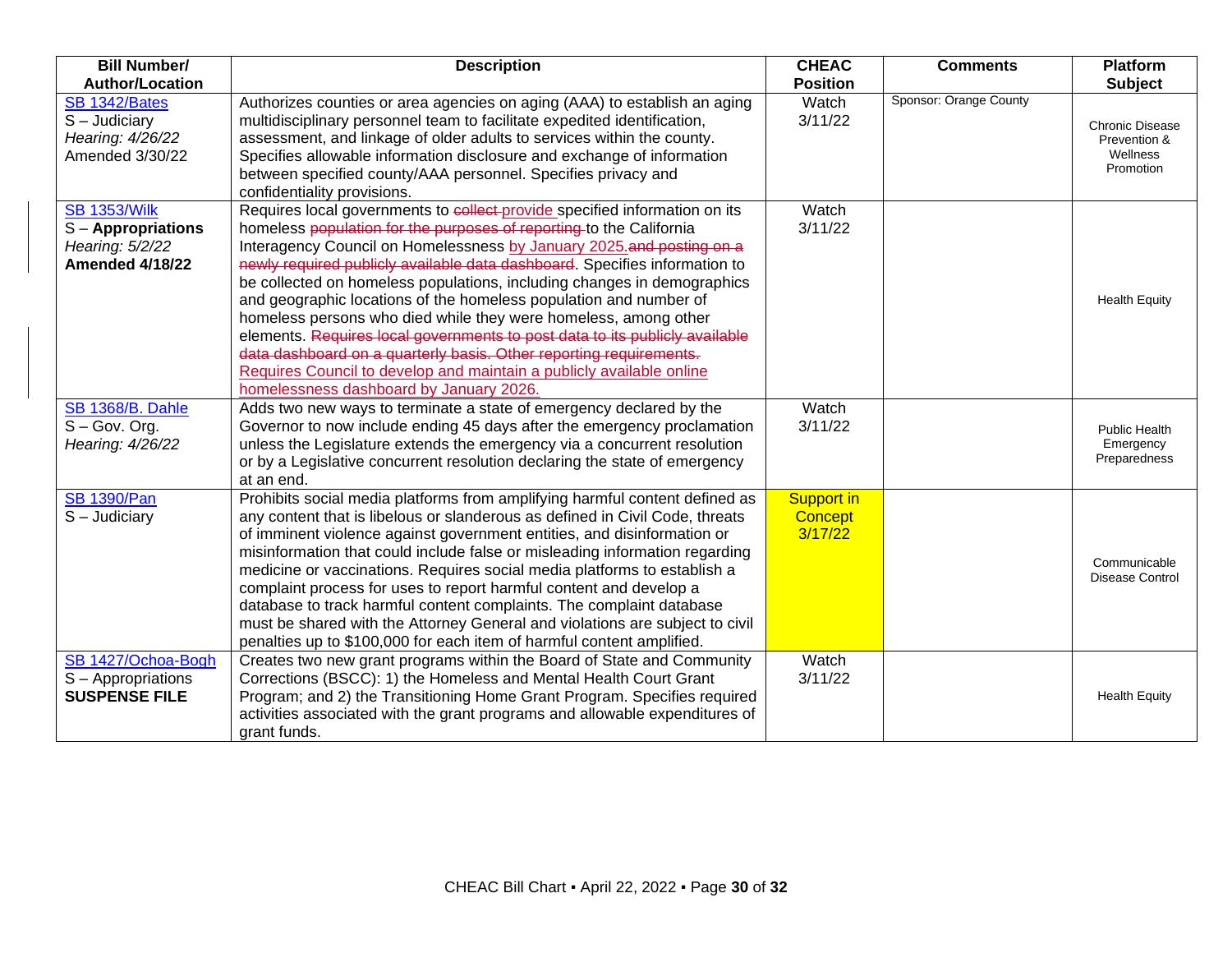| Bill Number/ Author/Location | Description | CHEAC Position | Comments | Platform Subject |
|---|---|---|---|---|
| SB 1342/Bates<br>S – Judiciary<br>*Hearing: 4/26/22*<br>Amended 3/30/22 | Authorizes counties or area agencies on aging (AAA) to establish an aging multidisciplinary personnel team to facilitate expedited identification, assessment, and linkage of older adults to services within the county. Specifies allowable information disclosure and exchange of information between specified county/AAA personnel. Specifies privacy and confidentiality provisions. | Watch 3/11/22 | Sponsor: Orange County | Chronic Disease Prevention & Wellness Promotion |
| SB 1353/Wilk<br>S – **Appropriations**<br>*Hearing: 5/2/22*<br>**Amended 4/18/22** | Requires local governments to ~~collect~~ provide specified information on its homeless ~~population for the purposes of reporting~~ to the California Interagency Council on Homelessness by January 2025.~~and posting on a newly required publicly available data dashboard~~. Specifies information to be collected on homeless populations, including changes in demographics and geographic locations of the homeless population and number of homeless persons who died while they were homeless, among other elements. ~~Requires local governments to post data to its publicly available data dashboard on a quarterly basis. Other reporting requirements.~~ Requires Council to develop and maintain a publicly available online homelessness dashboard by January 2026. | Watch 3/11/22 | | Health Equity |
| SB 1368/B. Dahle<br>S – Gov. Org.<br>*Hearing: 4/26/22* | Adds two new ways to terminate a state of emergency declared by the Governor to now include ending 45 days after the emergency proclamation unless the Legislature extends the emergency via a concurrent resolution or by a Legislative concurrent resolution declaring the state of emergency at an end. | Watch 3/11/22 | | Public Health Emergency Preparedness |
| SB 1390/Pan<br>S – Judiciary | Prohibits social media platforms from amplifying harmful content defined as any content that is libelous or slanderous as defined in Civil Code, threats of imminent violence against government entities, and disinformation or misinformation that could include false or misleading information regarding medicine or vaccinations. Requires social media platforms to establish a complaint process for uses to report harmful content and develop a database to track harmful content complaints. The complaint database must be shared with the Attorney General and violations are subject to civil penalties up to $100,000 for each item of harmful content amplified. | Support in Concept 3/17/22 | | Communicable Disease Control |
| SB 1427/Ochoa-Bogh<br>S – Appropriations<br>**SUSPENSE FILE** | Creates two new grant programs within the Board of State and Community Corrections (BSCC): 1) the Homeless and Mental Health Court Grant Program; and 2) the Transitioning Home Grant Program. Specifies required activities associated with the grant programs and allowable expenditures of grant funds. | Watch 3/11/22 | | Health Equity |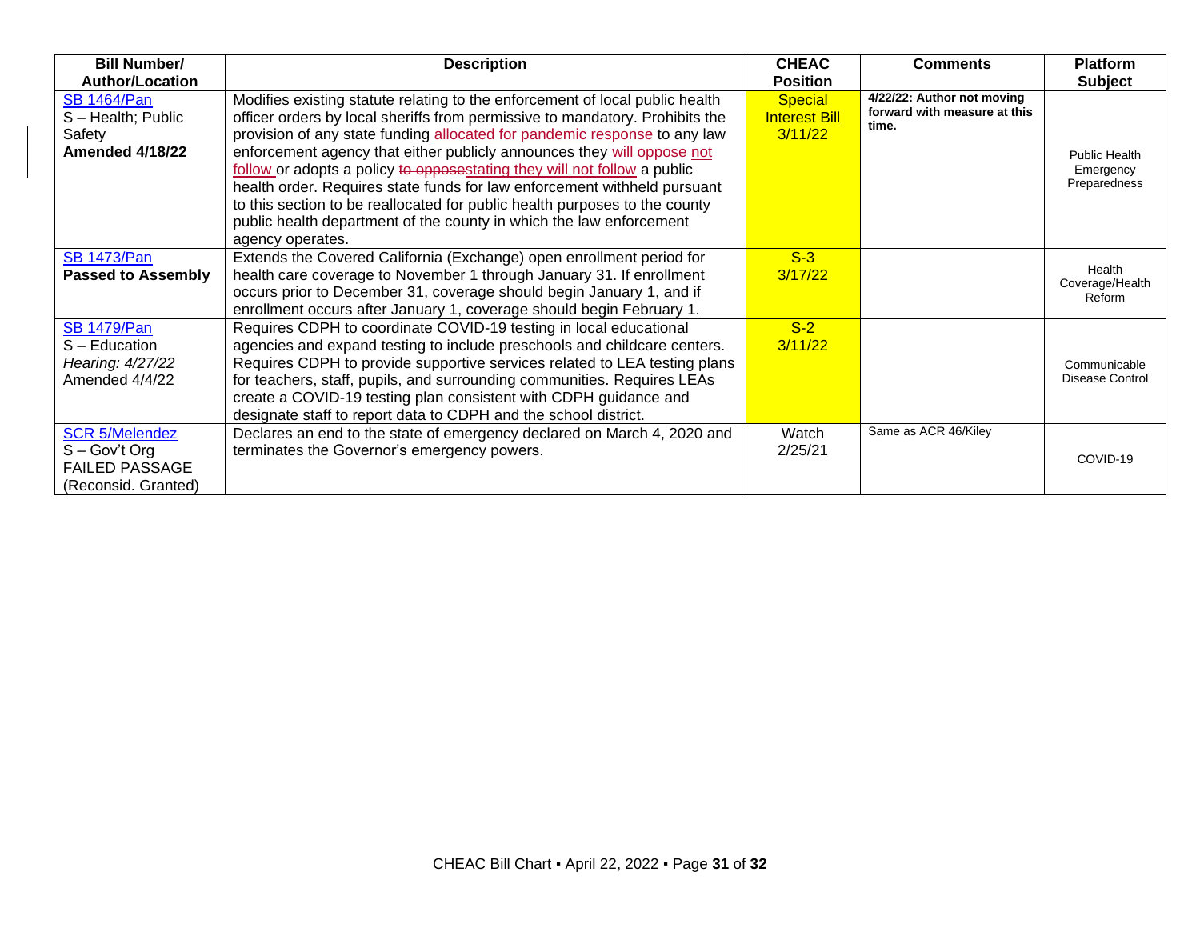| Bill Number/ Author/Location | Description | CHEAC Position | Comments | Platform Subject |
|---|---|---|---|---|
| SB 1464/Pan<br>S – Health; Public Safety<br>**Amended 4/18/22** | Modifies existing statute relating to the enforcement of local public health officer orders by local sheriffs from permissive to mandatory. Prohibits the provision of any state funding allocated for pandemic response to any law enforcement agency that either publicly announces they ~~will oppose~~ not follow or adopts a policy ~~to oppose~~stating they will not follow a public health order. Requires state funds for law enforcement withheld pursuant to this section to be reallocated for public health purposes to the county public health department of the county in which the law enforcement agency operates. | Special Interest Bill 3/11/22 | **4/22/22: Author not moving forward with measure at this time.** | Public Health Emergency Preparedness |
| SB 1473/Pan<br>**Passed to Assembly** | Extends the Covered California (Exchange) open enrollment period for health care coverage to November 1 through January 31. If enrollment occurs prior to December 31, coverage should begin January 1, and if enrollment occurs after January 1, coverage should begin February 1. | S-3 3/17/22 | | Health Coverage/Health Reform |
| SB 1479/Pan<br>S – Education<br>*Hearing: 4/27/22*<br>Amended 4/4/22 | Requires CDPH to coordinate COVID-19 testing in local educational agencies and expand testing to include preschools and childcare centers. Requires CDPH to provide supportive services related to LEA testing plans for teachers, staff, pupils, and surrounding communities. Requires LEAs create a COVID-19 testing plan consistent with CDPH guidance and designate staff to report data to CDPH and the school district. | S-2 3/11/22 | | Communicable Disease Control |
| SCR 5/Melendez<br>S – Gov't Org<br>FAILED PASSAGE<br>(Reconsid. Granted) | Declares an end to the state of emergency declared on March 4, 2020 and terminates the Governor's emergency powers. | Watch 2/25/21 | Same as ACR 46/Kiley | COVID-19 |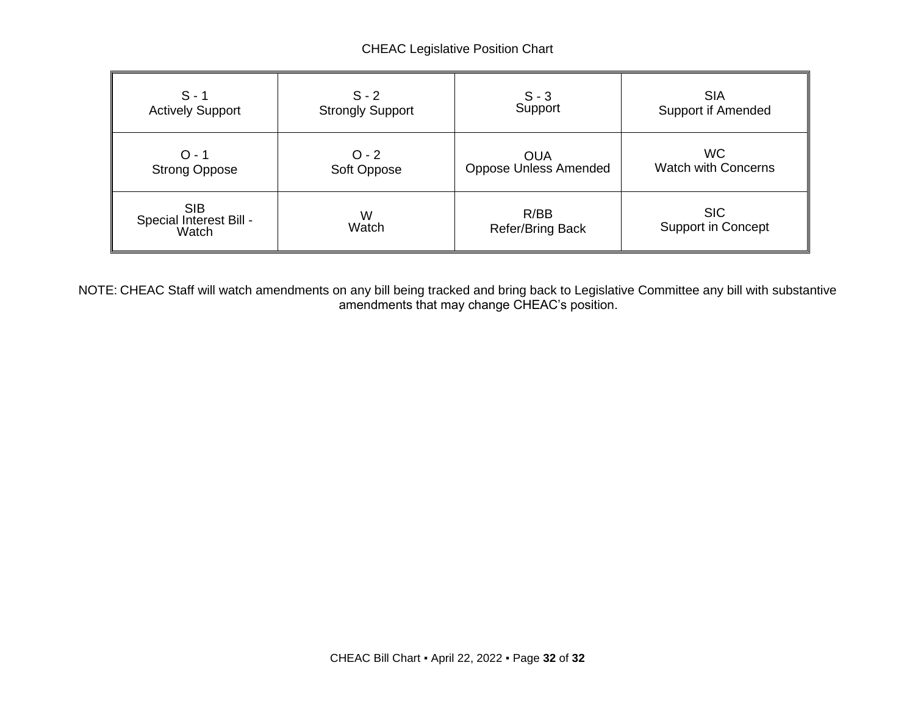CHEAC Legislative Position Chart

| | | | |
|---|---|---|---|
| S - 1<br>Actively Support | S - 2<br>Strongly Support | S - 3<br>Support | SIA<br>Support if Amended |
| O - 1<br>Strong Oppose | O - 2<br>Soft Oppose | OUA<br>Oppose Unless Amended | WC<br>Watch with Concerns |
| SIB<br>Special Interest Bill - Watch | W<br>Watch | R/BB<br>Refer/Bring Back | SIC<br>Support in Concept |

NOTE: CHEAC Staff will watch amendments on any bill being tracked and bring back to Legislative Committee any bill with substantive amendments that may change CHEAC's position.